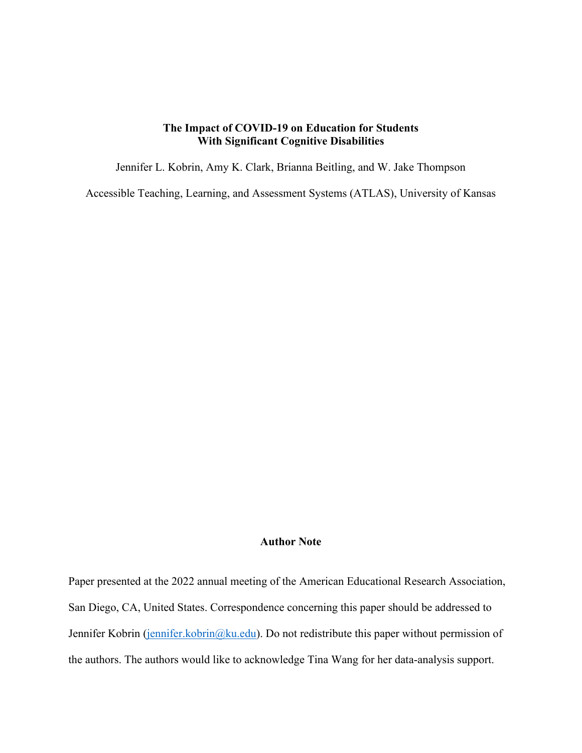# The Impact of COVID-19 on Education for Students With Significant Cognitive Disabilities

Jennifer L. Kobrin, Amy K. Clark, Brianna Beitling, and W. Jake Thompson

Accessible Teaching, Learning, and Assessment Systems (ATLAS), University of Kansas

## Author Note

Paper presented at the 2022 annual meeting of the American Educational Research Association, San Diego, CA, United States. Correspondence concerning this paper should be addressed to Jennifer Kobrin (jennifer.kobrin@ku.edu). Do not redistribute this paper without permission of the authors. The authors would like to acknowledge Tina Wang for her data-analysis support.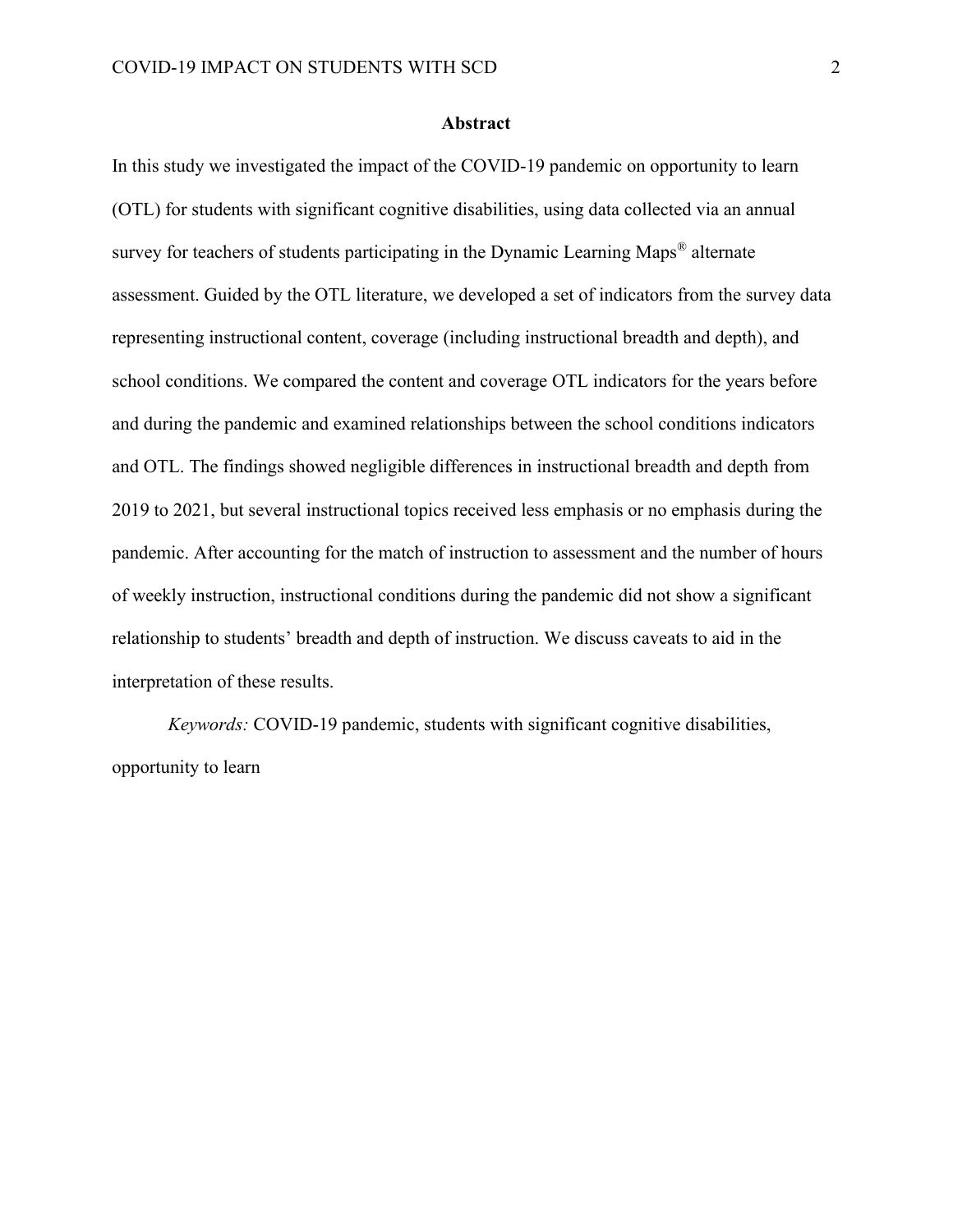# Abstract

In this study we investigated the impact of the COVID-19 pandemic on opportunity to learn (OTL) for students with significant cognitive disabilities, using data collected via an annual survey for teachers of students participating in the Dynamic Learning Maps® alternate assessment. Guided by the OTL literature, we developed a set of indicators from the survey data representing instructional content, coverage (including instructional breadth and depth), and school conditions. We compared the content and coverage OTL indicators for the years before and during the pandemic and examined relationships between the school conditions indicators and OTL. The findings showed negligible differences in instructional breadth and depth from 2019 to 2021, but several instructional topics received less emphasis or no emphasis during the pandemic. After accounting for the match of instruction to assessment and the number of hours of weekly instruction, instructional conditions during the pandemic did not show a significant relationship to students' breadth and depth of instruction. We discuss caveats to aid in the interpretation of these results.

*Keywords:* COVID-19 pandemic, students with significant cognitive disabilities, opportunity to learn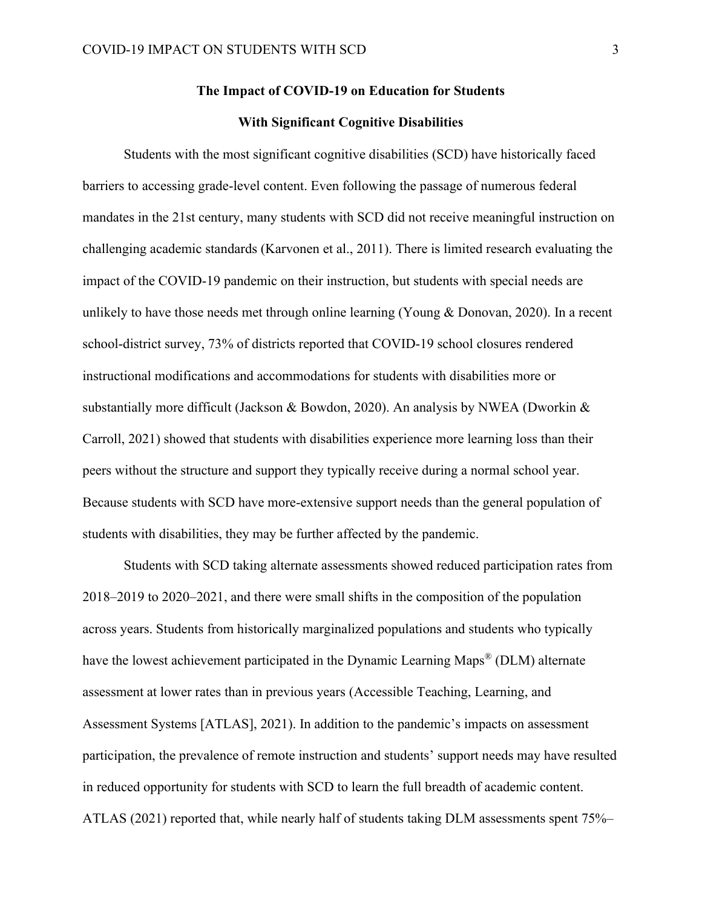# The Impact of COVID-19 on Education for Students With Significant Cognitive Disabilities

Students with the most significant cognitive disabilities (SCD) have historically faced barriers to accessing grade-level content. Even following the passage of numerous federal mandates in the 21st century, many students with SCD did not receive meaningful instruction on challenging academic standards (Karvonen et al., 2011). There is limited research evaluating the impact of the COVID-19 pandemic on their instruction, but students with special needs are unlikely to have those needs met through online learning (Young & Donovan, 2020). In a recent school-district survey, 73% of districts reported that COVID-19 school closures rendered instructional modifications and accommodations for students with disabilities more or substantially more difficult (Jackson & Bowdon, 2020). An analysis by NWEA (Dworkin & Carroll, 2021) showed that students with disabilities experience more learning loss than their peers without the structure and support they typically receive during a normal school year. Because students with SCD have more-extensive support needs than the general population of students with disabilities, they may be further affected by the pandemic.

Students with SCD taking alternate assessments showed reduced participation rates from 2018–2019 to 2020–2021, and there were small shifts in the composition of the population across years. Students from historically marginalized populations and students who typically have the lowest achievement participated in the Dynamic Learning Maps® (DLM) alternate assessment at lower rates than in previous years (Accessible Teaching, Learning, and Assessment Systems [ATLAS], 2021). In addition to the pandemic's impacts on assessment participation, the prevalence of remote instruction and students' support needs may have resulted in reduced opportunity for students with SCD to learn the full breadth of academic content. ATLAS (2021) reported that, while nearly half of students taking DLM assessments spent 75%–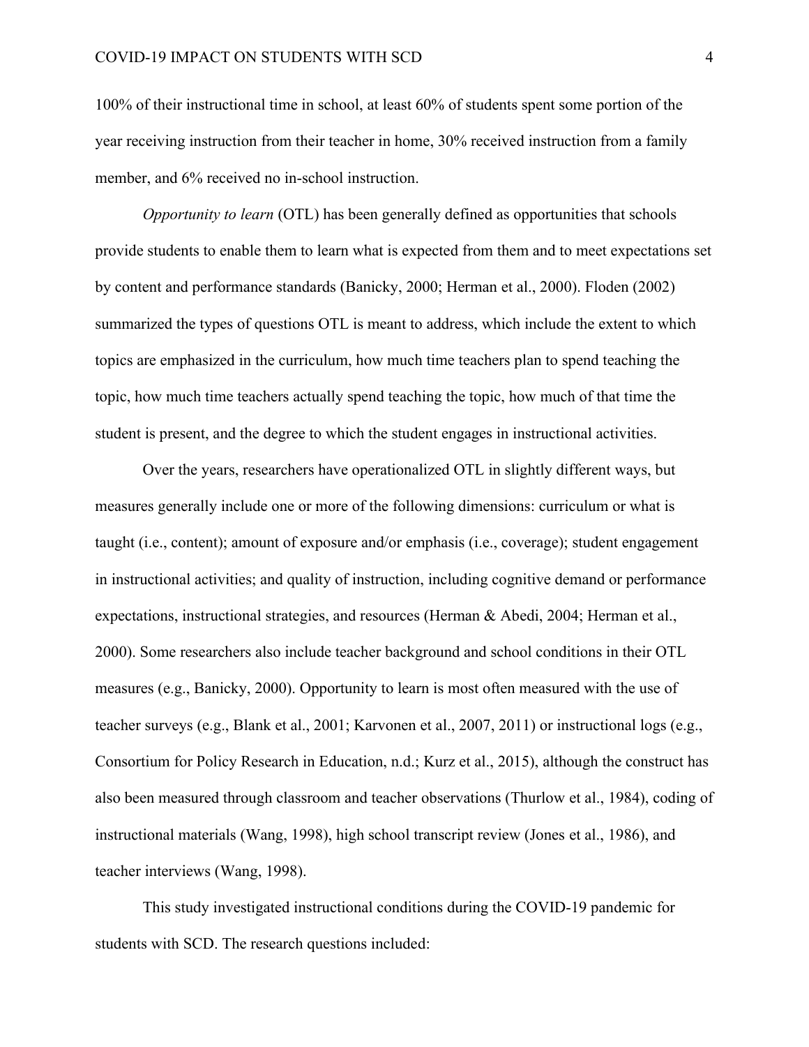100% of their instructional time in school, at least 60% of students spent some portion of the year receiving instruction from their teacher in home, 30% received instruction from a family member, and 6% received no in-school instruction.

*Opportunity to learn* (OTL) has been generally defined as opportunities that schools provide students to enable them to learn what is expected from them and to meet expectations set by content and performance standards (Banicky, 2000; Herman et al., 2000). Floden (2002) summarized the types of questions OTL is meant to address, which include the extent to which topics are emphasized in the curriculum, how much time teachers plan to spend teaching the topic, how much time teachers actually spend teaching the topic, how much of that time the student is present, and the degree to which the student engages in instructional activities.

Over the years, researchers have operationalized OTL in slightly different ways, but measures generally include one or more of the following dimensions: curriculum or what is taught (i.e., content); amount of exposure and/or emphasis (i.e., coverage); student engagement in instructional activities; and quality of instruction, including cognitive demand or performance expectations, instructional strategies, and resources (Herman & Abedi, 2004; Herman et al., 2000). Some researchers also include teacher background and school conditions in their OTL measures (e.g., Banicky, 2000). Opportunity to learn is most often measured with the use of teacher surveys (e.g., Blank et al., 2001; Karvonen et al., 2007, 2011) or instructional logs (e.g., Consortium for Policy Research in Education, n.d.; Kurz et al., 2015), although the construct has also been measured through classroom and teacher observations (Thurlow et al., 1984), coding of instructional materials (Wang, 1998), high school transcript review (Jones et al., 1986), and teacher interviews (Wang, 1998).

This study investigated instructional conditions during the COVID-19 pandemic for students with SCD. The research questions included: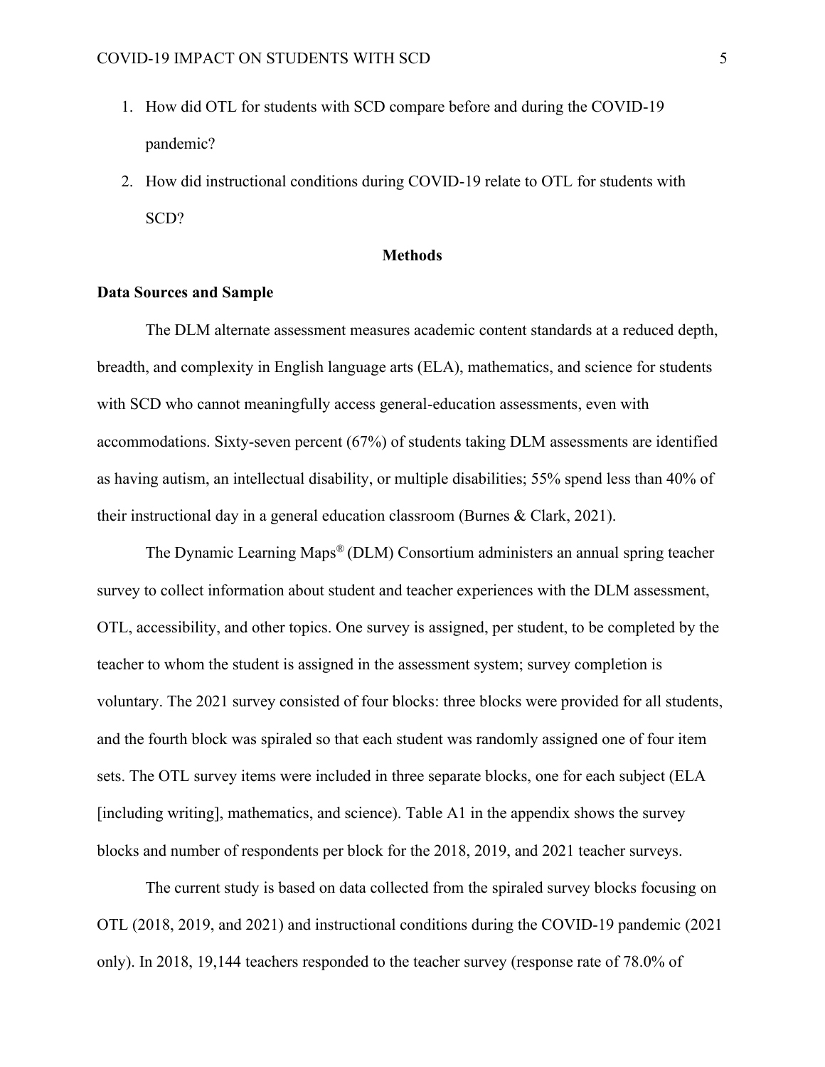1. How did OTL for students with SCD compare before and during the COVID-19 pandemic?
2. How did instructional conditions during COVID-19 relate to OTL for students with SCD?

## Methods

### Data Sources and Sample

The DLM alternate assessment measures academic content standards at a reduced depth, breadth, and complexity in English language arts (ELA), mathematics, and science for students with SCD who cannot meaningfully access general-education assessments, even with accommodations. Sixty-seven percent (67%) of students taking DLM assessments are identified as having autism, an intellectual disability, or multiple disabilities; 55% spend less than 40% of their instructional day in a general education classroom (Burnes & Clark, 2021).

The Dynamic Learning Maps® (DLM) Consortium administers an annual spring teacher survey to collect information about student and teacher experiences with the DLM assessment, OTL, accessibility, and other topics. One survey is assigned, per student, to be completed by the teacher to whom the student is assigned in the assessment system; survey completion is voluntary. The 2021 survey consisted of four blocks: three blocks were provided for all students, and the fourth block was spiraled so that each student was randomly assigned one of four item sets. The OTL survey items were included in three separate blocks, one for each subject (ELA [including writing], mathematics, and science). Table A1 in the appendix shows the survey blocks and number of respondents per block for the 2018, 2019, and 2021 teacher surveys.

The current study is based on data collected from the spiraled survey blocks focusing on OTL (2018, 2019, and 2021) and instructional conditions during the COVID-19 pandemic (2021 only). In 2018, 19,144 teachers responded to the teacher survey (response rate of 78.0% of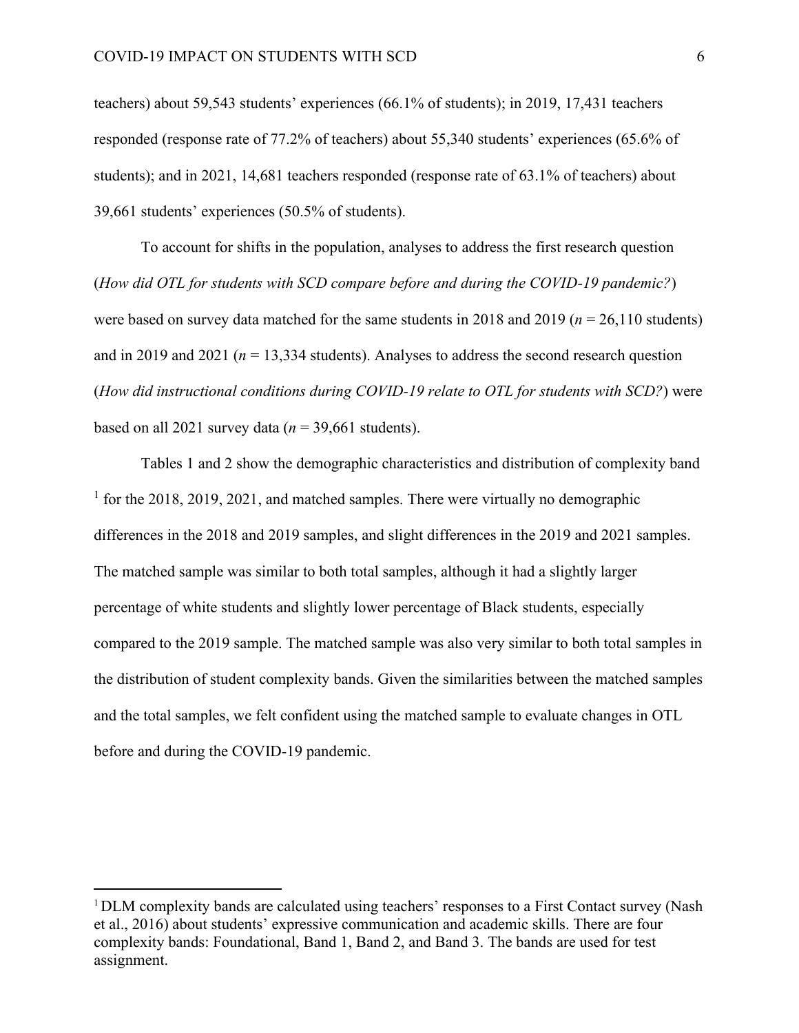teachers) about 59,543 students' experiences (66.1% of students); in 2019, 17,431 teachers responded (response rate of 77.2% of teachers) about 55,340 students' experiences (65.6% of students); and in 2021, 14,681 teachers responded (response rate of 63.1% of teachers) about 39,661 students' experiences (50.5% of students).

To account for shifts in the population, analyses to address the first research question (*How did OTL for students with SCD compare before and during the COVID-19 pandemic?*) were based on survey data matched for the same students in 2018 and 2019 ($n$ = 26,110 students) and in 2019 and 2021 ($n$ = 13,334 students). Analyses to address the second research question (*How did instructional conditions during COVID-19 relate to OTL for students with SCD?*) were based on all 2021 survey data ($n$ = 39,661 students).

Tables 1 and 2 show the demographic characteristics and distribution of complexity band [1] for the 2018, 2019, 2021, and matched samples. There were virtually no demographic differences in the 2018 and 2019 samples, and slight differences in the 2019 and 2021 samples. The matched sample was similar to both total samples, although it had a slightly larger percentage of white students and slightly lower percentage of Black students, especially compared to the 2019 sample. The matched sample was also very similar to both total samples in the distribution of student complexity bands. Given the similarities between the matched samples and the total samples, we felt confident using the matched sample to evaluate changes in OTL before and during the COVID-19 pandemic.

---

[1] DLM complexity bands are calculated using teachers' responses to a First Contact survey (Nash et al., 2016) about students' expressive communication and academic skills. There are four complexity bands: Foundational, Band 1, Band 2, and Band 3. The bands are used for test assignment.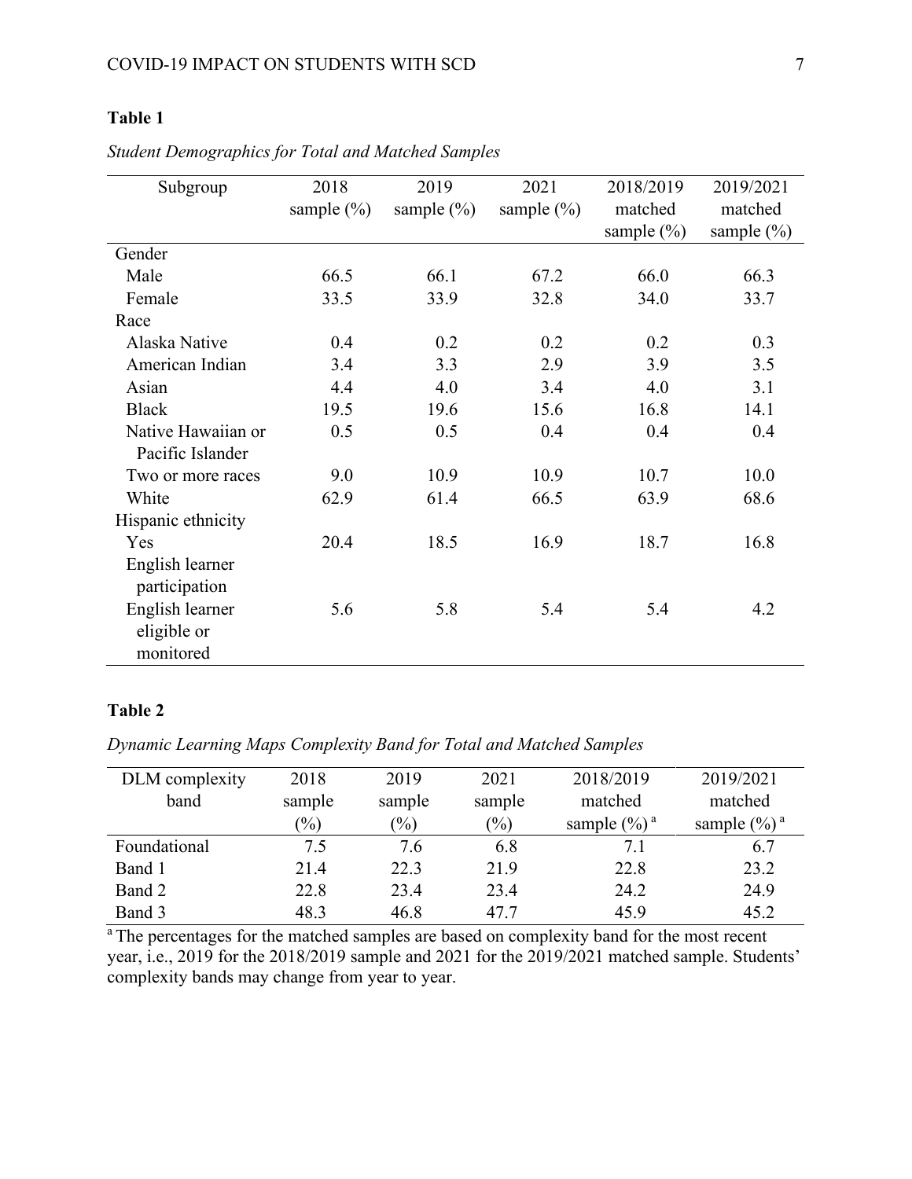**Table 1**

*Student Demographics for Total and Matched Samples*

| Subgroup | 2018 sample (%) | 2019 sample (%) | 2021 sample (%) | 2018/2019 matched sample (%) | 2019/2021 matched sample (%) |
|---|---|---|---|---|---|
| Gender | | | | | |
| Male | 66.5 | 66.1 | 67.2 | 66.0 | 66.3 |
| Female | 33.5 | 33.9 | 32.8 | 34.0 | 33.7 |
| Race | | | | | |
| Alaska Native | 0.4 | 0.2 | 0.2 | 0.2 | 0.3 |
| American Indian | 3.4 | 3.3 | 2.9 | 3.9 | 3.5 |
| Asian | 4.4 | 4.0 | 3.4 | 4.0 | 3.1 |
| Black | 19.5 | 19.6 | 15.6 | 16.8 | 14.1 |
| Native Hawaiian or Pacific Islander | 0.5 | 0.5 | 0.4 | 0.4 | 0.4 |
| Two or more races | 9.0 | 10.9 | 10.9 | 10.7 | 10.0 |
| White | 62.9 | 61.4 | 66.5 | 63.9 | 68.6 |
| Hispanic ethnicity | | | | | |
| Yes | 20.4 | 18.5 | 16.9 | 18.7 | 16.8 |
| English learner participation | | | | | |
| English learner eligible or monitored | 5.6 | 5.8 | 5.4 | 5.4 | 4.2 |

**Table 2**

*Dynamic Learning Maps Complexity Band for Total and Matched Samples*

| DLM complexity band | 2018 sample (%) | 2019 sample (%) | 2021 sample (%) | 2018/2019 matched sample (%) [a] | 2019/2021 matched sample (%) [a] |
|---|---|---|---|---|---|
| Foundational | 7.5 | 7.6 | 6.8 | 7.1 | 6.7 |
| Band 1 | 21.4 | 22.3 | 21.9 | 22.8 | 23.2 |
| Band 2 | 22.8 | 23.4 | 23.4 | 24.2 | 24.9 |
| Band 3 | 48.3 | 46.8 | 47.7 | 45.9 | 45.2 |

[a] The percentages for the matched samples are based on complexity band for the most recent year, i.e., 2019 for the 2018/2019 sample and 2021 for the 2019/2021 matched sample. Students' complexity bands may change from year to year.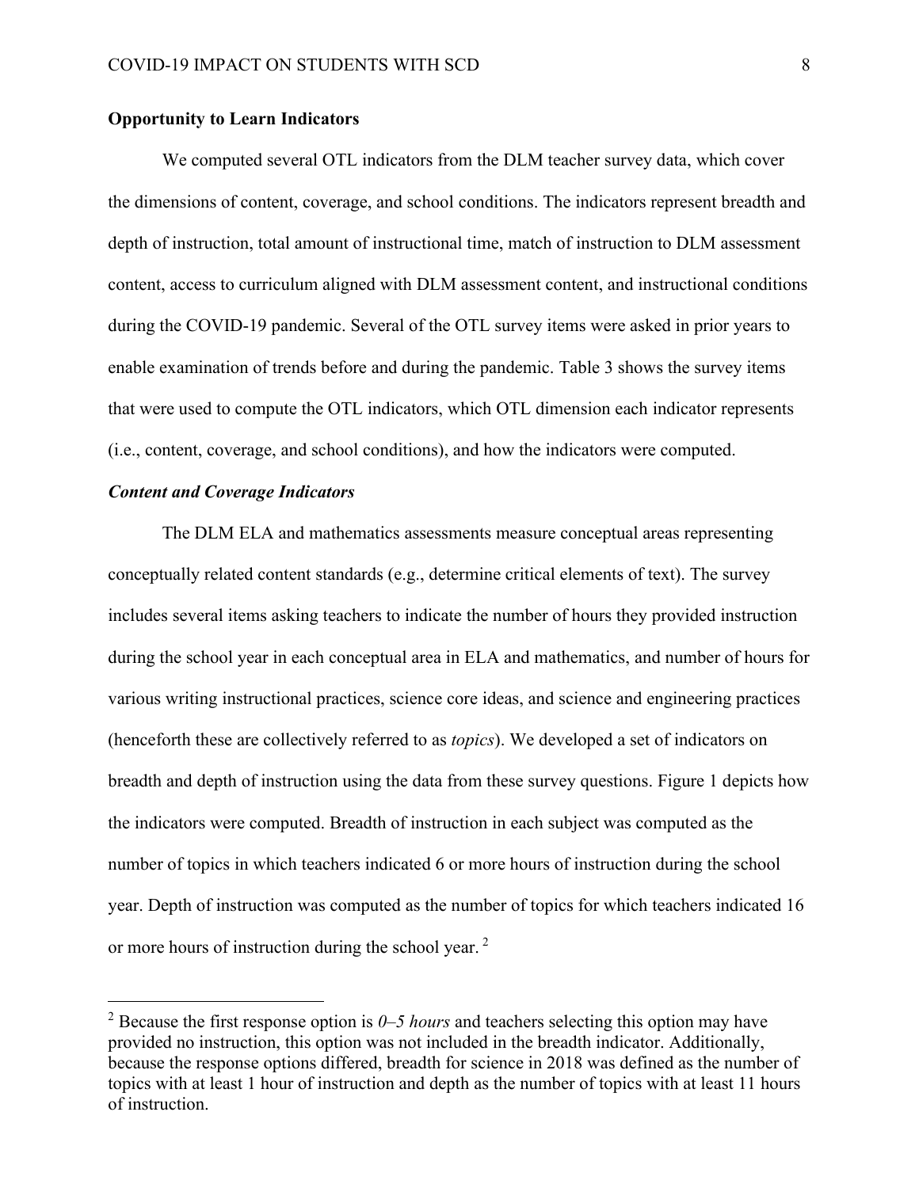## Opportunity to Learn Indicators

We computed several OTL indicators from the DLM teacher survey data, which cover the dimensions of content, coverage, and school conditions. The indicators represent breadth and depth of instruction, total amount of instructional time, match of instruction to DLM assessment content, access to curriculum aligned with DLM assessment content, and instructional conditions during the COVID-19 pandemic. Several of the OTL survey items were asked in prior years to enable examination of trends before and during the pandemic. Table 3 shows the survey items that were used to compute the OTL indicators, which OTL dimension each indicator represents (i.e., content, coverage, and school conditions), and how the indicators were computed.

### *Content and Coverage Indicators*

The DLM ELA and mathematics assessments measure conceptual areas representing conceptually related content standards (e.g., determine critical elements of text). The survey includes several items asking teachers to indicate the number of hours they provided instruction during the school year in each conceptual area in ELA and mathematics, and number of hours for various writing instructional practices, science core ideas, and science and engineering practices (henceforth these are collectively referred to as *topics*). We developed a set of indicators on breadth and depth of instruction using the data from these survey questions. Figure 1 depicts how the indicators were computed. Breadth of instruction in each subject was computed as the number of topics in which teachers indicated 6 or more hours of instruction during the school year. Depth of instruction was computed as the number of topics for which teachers indicated 16 or more hours of instruction during the school year. [2]

---

[2] Because the first response option is *0–5 hours* and teachers selecting this option may have provided no instruction, this option was not included in the breadth indicator. Additionally, because the response options differed, breadth for science in 2018 was defined as the number of topics with at least 1 hour of instruction and depth as the number of topics with at least 11 hours of instruction.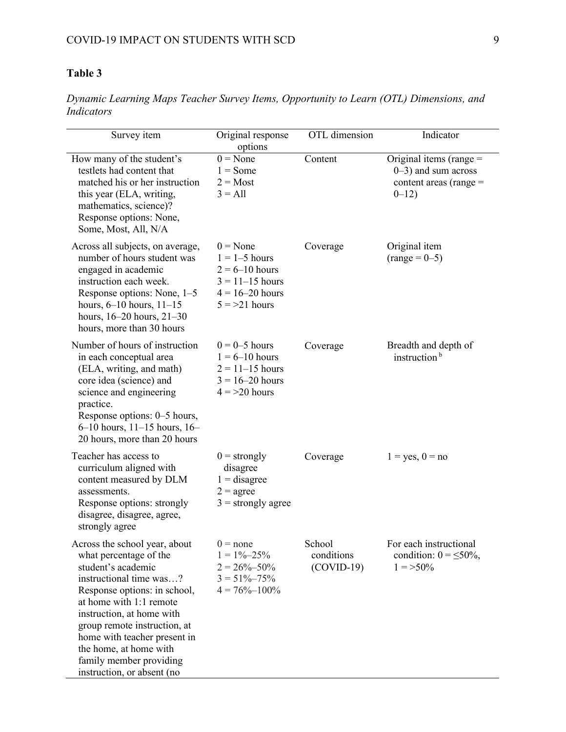**Table 3**

*Dynamic Learning Maps Teacher Survey Items, Opportunity to Learn (OTL) Dimensions, and Indicators*

| Survey item | Original response options | OTL dimension | Indicator |
|---|---|---|---|
| How many of the student's testlets had content that matched his or her instruction this year (ELA, writing, mathematics, science)? Response options: None, Some, Most, All, N/A | 0 = None<br>1 = Some<br>2 = Most<br>3 = All | Content | Original items (range = 0–3) and sum across content areas (range = 0–12) |
| Across all subjects, on average, number of hours student was engaged in academic instruction each week. Response options: None, 1–5 hours, 6–10 hours, 11–15 hours, 16–20 hours, 21–30 hours, more than 30 hours | 0 = None<br>1 = 1–5 hours<br>2 = 6–10 hours<br>3 = 11–15 hours<br>4 = 16–20 hours<br>5 = >21 hours | Coverage | Original item (range = 0–5) |
| Number of hours of instruction in each conceptual area (ELA, writing, and math) core idea (science) and science and engineering practice. Response options: 0–5 hours, 6–10 hours, 11–15 hours, 16–20 hours, more than 20 hours | 0 = 0–5 hours<br>1 = 6–10 hours<br>2 = 11–15 hours<br>3 = 16–20 hours<br>4 = >20 hours | Coverage | Breadth and depth of instruction [b] |
| Teacher has access to curriculum aligned with content measured by DLM assessments. Response options: strongly disagree, disagree, agree, strongly agree | 0 = strongly disagree<br>1 = disagree<br>2 = agree<br>3 = strongly agree | Coverage | 1 = yes, 0 = no |
| Across the school year, about what percentage of the student's academic instructional time was…? Response options: in school, at home with 1:1 remote instruction, at home with group remote instruction, at home with teacher present in the home, at home with family member providing instruction, or absent (no | 0 = none<br>1 = 1%–25%<br>2 = 26%–50%<br>3 = 51%–75%<br>4 = 76%–100% | School conditions (COVID-19) | For each instructional condition: 0 = ≤50%, 1 = >50% |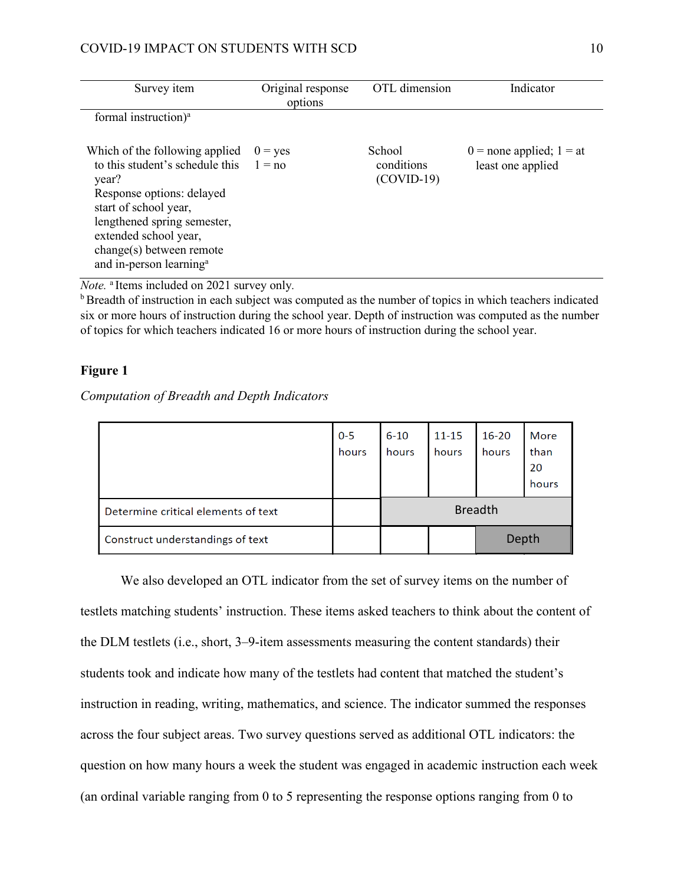| Survey item | Original response options | OTL dimension | Indicator |
|---|---|---|---|
| formal instruction)[a] | | | |
| Which of the following applied to this student's schedule this year? Response options: delayed start of school year, lengthened spring semester, extended school year, change(s) between remote and in-person learning[a] | 0 = yes 1 = no | School conditions (COVID-19) | 0 = none applied; 1 = at least one applied |

*Note.* [a] Items included on 2021 survey only.
[b] Breadth of instruction in each subject was computed as the number of topics in which teachers indicated six or more hours of instruction during the school year. Depth of instruction was computed as the number of topics for which teachers indicated 16 or more hours of instruction during the school year.

**Figure 1**

*Computation of Breadth and Depth Indicators*

| | 0-5 hours | 6-10 hours | 11-15 hours | 16-20 hours | More than 20 hours |
|---|---|---|---|---|---|
| Determine critical elements of text | | Breadth | | | |
| Construct understandings of text | | | | Depth | |

We also developed an OTL indicator from the set of survey items on the number of testlets matching students' instruction. These items asked teachers to think about the content of the DLM testlets (i.e., short, 3–9-item assessments measuring the content standards) their students took and indicate how many of the testlets had content that matched the student's instruction in reading, writing, mathematics, and science. The indicator summed the responses across the four subject areas. Two survey questions served as additional OTL indicators: the question on how many hours a week the student was engaged in academic instruction each week (an ordinal variable ranging from 0 to 5 representing the response options ranging from 0 to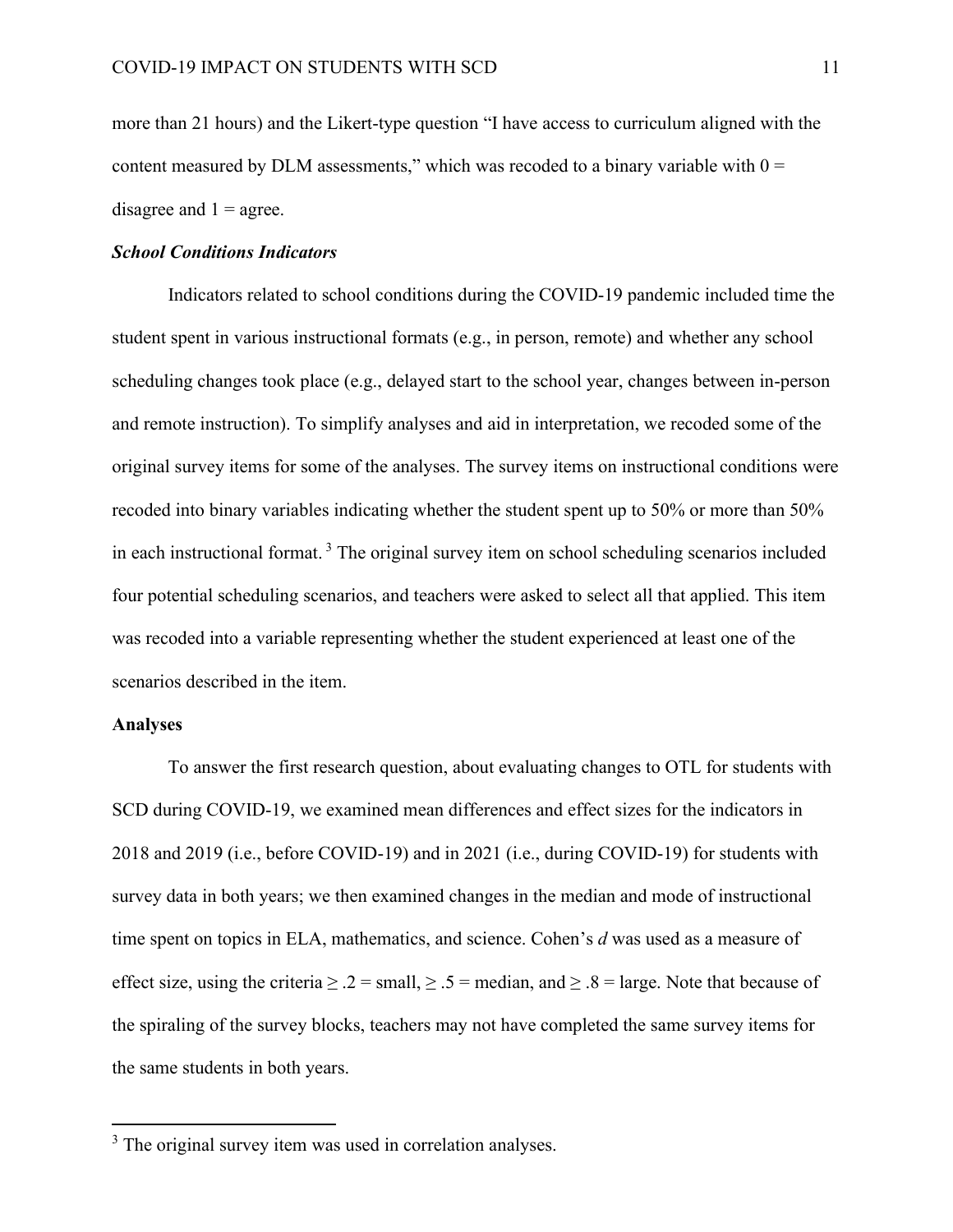more than 21 hours) and the Likert-type question "I have access to curriculum aligned with the content measured by DLM assessments," which was recoded to a binary variable with 0 = disagree and 1 = agree.

### *School Conditions Indicators*

Indicators related to school conditions during the COVID-19 pandemic included time the student spent in various instructional formats (e.g., in person, remote) and whether any school scheduling changes took place (e.g., delayed start to the school year, changes between in-person and remote instruction). To simplify analyses and aid in interpretation, we recoded some of the original survey items for some of the analyses. The survey items on instructional conditions were recoded into binary variables indicating whether the student spent up to 50% or more than 50% in each instructional format. [3] The original survey item on school scheduling scenarios included four potential scheduling scenarios, and teachers were asked to select all that applied. This item was recoded into a variable representing whether the student experienced at least one of the scenarios described in the item.

## Analyses

To answer the first research question, about evaluating changes to OTL for students with SCD during COVID-19, we examined mean differences and effect sizes for the indicators in 2018 and 2019 (i.e., before COVID-19) and in 2021 (i.e., during COVID-19) for students with survey data in both years; we then examined changes in the median and mode of instructional time spent on topics in ELA, mathematics, and science. Cohen's $d$ was used as a measure of effect size, using the criteria $\geq .2$ = small, $\geq .5$ = median, and $\geq .8$ = large. Note that because of the spiraling of the survey blocks, teachers may not have completed the same survey items for the same students in both years.

[3] The original survey item was used in correlation analyses.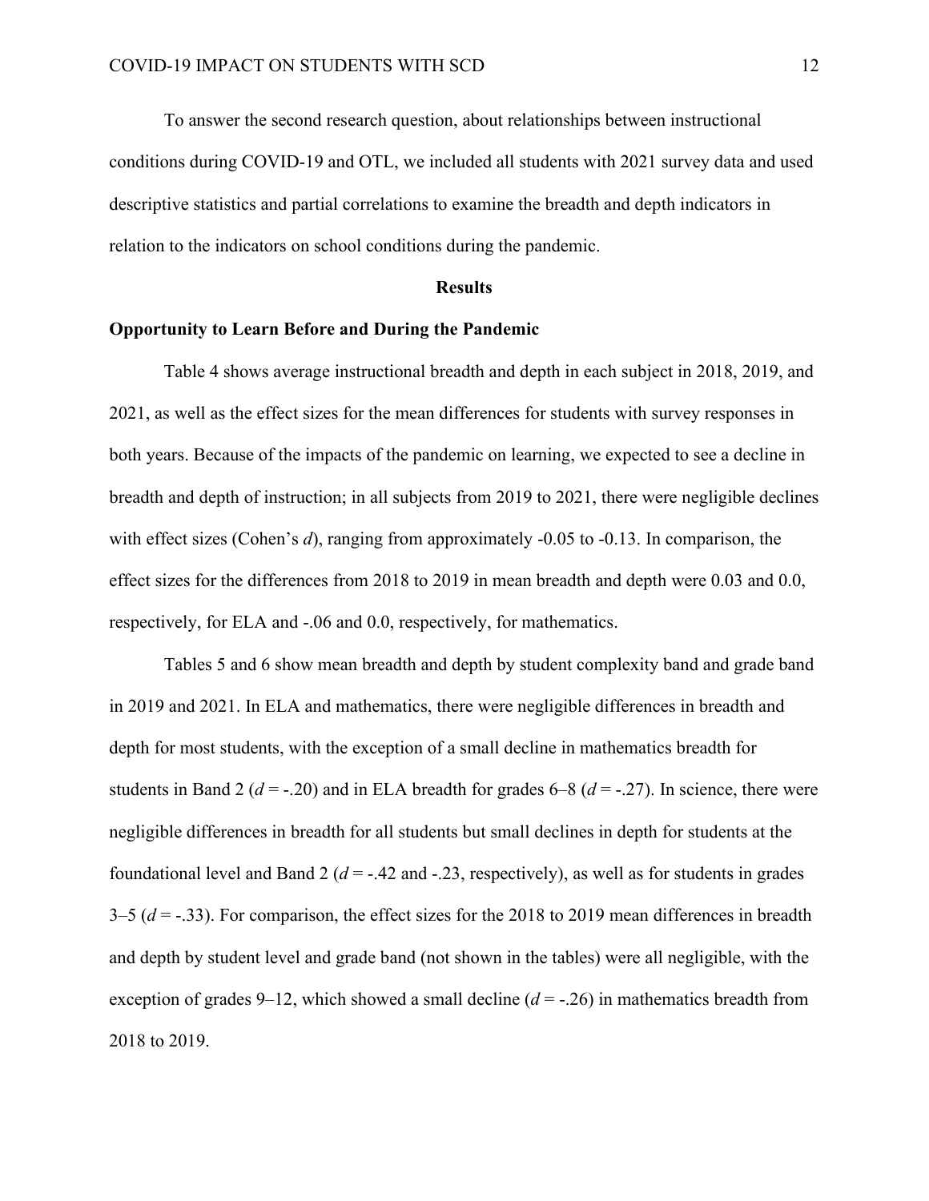To answer the second research question, about relationships between instructional conditions during COVID-19 and OTL, we included all students with 2021 survey data and used descriptive statistics and partial correlations to examine the breadth and depth indicators in relation to the indicators on school conditions during the pandemic.

# Results

## Opportunity to Learn Before and During the Pandemic

Table 4 shows average instructional breadth and depth in each subject in 2018, 2019, and 2021, as well as the effect sizes for the mean differences for students with survey responses in both years. Because of the impacts of the pandemic on learning, we expected to see a decline in breadth and depth of instruction; in all subjects from 2019 to 2021, there were negligible declines with effect sizes (Cohen's $d$), ranging from approximately -0.05 to -0.13. In comparison, the effect sizes for the differences from 2018 to 2019 in mean breadth and depth were 0.03 and 0.0, respectively, for ELA and -.06 and 0.0, respectively, for mathematics.

Tables 5 and 6 show mean breadth and depth by student complexity band and grade band in 2019 and 2021. In ELA and mathematics, there were negligible differences in breadth and depth for most students, with the exception of a small decline in mathematics breadth for students in Band 2 ($d$ = -.20) and in ELA breadth for grades 6–8 ($d$ = -.27). In science, there were negligible differences in breadth for all students but small declines in depth for students at the foundational level and Band 2 ($d$ = -.42 and -.23, respectively), as well as for students in grades 3–5 ($d$ = -.33). For comparison, the effect sizes for the 2018 to 2019 mean differences in breadth and depth by student level and grade band (not shown in the tables) were all negligible, with the exception of grades 9–12, which showed a small decline ($d$ = -.26) in mathematics breadth from 2018 to 2019.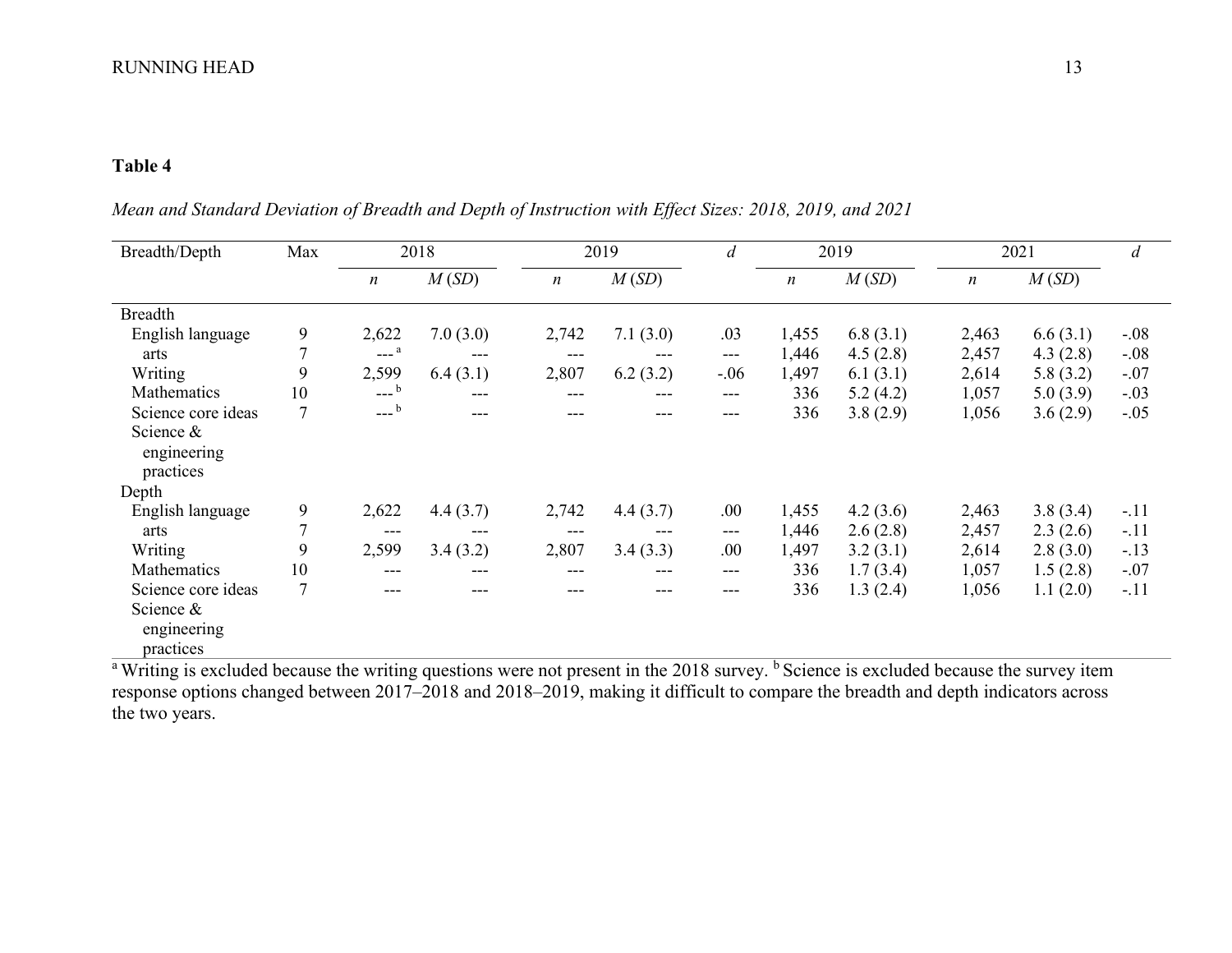**Table 4**

*Mean and Standard Deviation of Breadth and Depth of Instruction with Effect Sizes: 2018, 2019, and 2021*

| Breadth/Depth | Max | 2018 | | 2019 | | *d* | 2019 | | 2021 | | *d* |
|---|---|---|---|---|---|---|---|---|---|---|---|
| | | *n* | *M* (*SD*) | *n* | *M* (*SD*) | | *n* | *M* (*SD*) | *n* | *M* (*SD*) | |
| Breadth | | | | | | | | | | | |
| English language | 9 | 2,622 | 7.0 (3.0) | 2,742 | 7.1 (3.0) | .03 | 1,455 | 6.8 (3.1) | 2,463 | 6.6 (3.1) | -.08 |
| arts | 7 | --- [a] | --- | --- | --- | --- | 1,446 | 4.5 (2.8) | 2,457 | 4.3 (2.8) | -.08 |
| Writing | 9 | 2,599 | 6.4 (3.1) | 2,807 | 6.2 (3.2) | -.06 | 1,497 | 6.1 (3.1) | 2,614 | 5.8 (3.2) | -.07 |
| Mathematics | 10 | --- [b] | --- | --- | --- | --- | 336 | 5.2 (4.2) | 1,057 | 5.0 (3.9) | -.03 |
| Science core ideas | 7 | --- [b] | --- | --- | --- | --- | 336 | 3.8 (2.9) | 1,056 | 3.6 (2.9) | -.05 |
| Science & engineering practices | | | | | | | | | | | |
| Depth | | | | | | | | | | | |
| English language | 9 | 2,622 | 4.4 (3.7) | 2,742 | 4.4 (3.7) | .00 | 1,455 | 4.2 (3.6) | 2,463 | 3.8 (3.4) | -.11 |
| arts | 7 | --- | --- | --- | --- | --- | 1,446 | 2.6 (2.8) | 2,457 | 2.3 (2.6) | -.11 |
| Writing | 9 | 2,599 | 3.4 (3.2) | 2,807 | 3.4 (3.3) | .00 | 1,497 | 3.2 (3.1) | 2,614 | 2.8 (3.0) | -.13 |
| Mathematics | 10 | --- | --- | --- | --- | --- | 336 | 1.7 (3.4) | 1,057 | 1.5 (2.8) | -.07 |
| Science core ideas | 7 | --- | --- | --- | --- | --- | 336 | 1.3 (2.4) | 1,056 | 1.1 (2.0) | -.11 |
| Science & engineering practices | | | | | | | | | | | |

[a] Writing is excluded because the writing questions were not present in the 2018 survey. [b] Science is excluded because the survey item response options changed between 2017–2018 and 2018–2019, making it difficult to compare the breadth and depth indicators across the two years.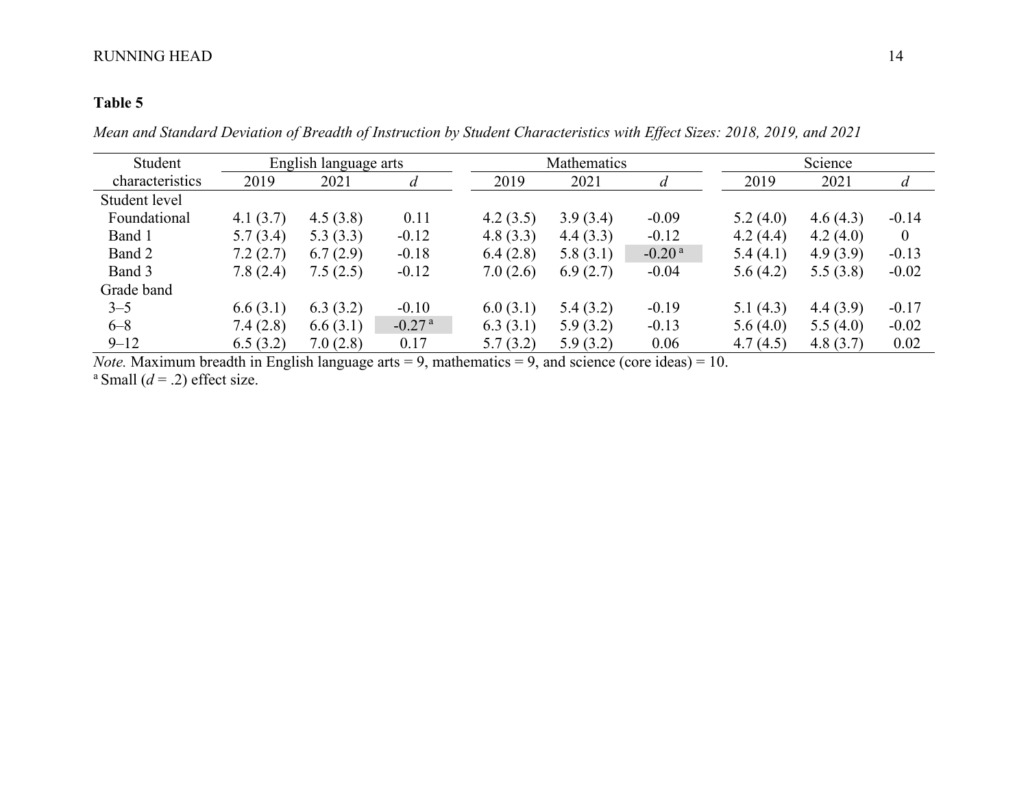**Table 5**

*Mean and Standard Deviation of Breadth of Instruction by Student Characteristics with Effect Sizes: 2018, 2019, and 2021*

| Student characteristics | English language arts | | | Mathematics | | | Science | | |
|---|---|---|---|---|---|---|---|---|---|
| | 2019 | 2021 | *d* | 2019 | 2021 | *d* | 2019 | 2021 | *d* |
| Student level | | | | | | | | | |
| Foundational | 4.1 (3.7) | 4.5 (3.8) | 0.11 | 4.2 (3.5) | 3.9 (3.4) | -0.09 | 5.2 (4.0) | 4.6 (4.3) | -0.14 |
| Band 1 | 5.7 (3.4) | 5.3 (3.3) | -0.12 | 4.8 (3.3) | 4.4 (3.3) | -0.12 | 4.2 (4.4) | 4.2 (4.0) | 0 |
| Band 2 | 7.2 (2.7) | 6.7 (2.9) | -0.18 | 6.4 (2.8) | 5.8 (3.1) | -0.20 [a] | 5.4 (4.1) | 4.9 (3.9) | -0.13 |
| Band 3 | 7.8 (2.4) | 7.5 (2.5) | -0.12 | 7.0 (2.6) | 6.9 (2.7) | -0.04 | 5.6 (4.2) | 5.5 (3.8) | -0.02 |
| Grade band | | | | | | | | | |
| 3–5 | 6.6 (3.1) | 6.3 (3.2) | -0.10 | 6.0 (3.1) | 5.4 (3.2) | -0.19 | 5.1 (4.3) | 4.4 (3.9) | -0.17 |
| 6–8 | 7.4 (2.8) | 6.6 (3.1) | -0.27 [a] | 6.3 (3.1) | 5.9 (3.2) | -0.13 | 5.6 (4.0) | 5.5 (4.0) | -0.02 |
| 9–12 | 6.5 (3.2) | 7.0 (2.8) | 0.17 | 5.7 (3.2) | 5.9 (3.2) | 0.06 | 4.7 (4.5) | 4.8 (3.7) | 0.02 |

*Note.* Maximum breadth in English language arts = 9, mathematics = 9, and science (core ideas) = 10.
[a] Small (*d* = .2) effect size.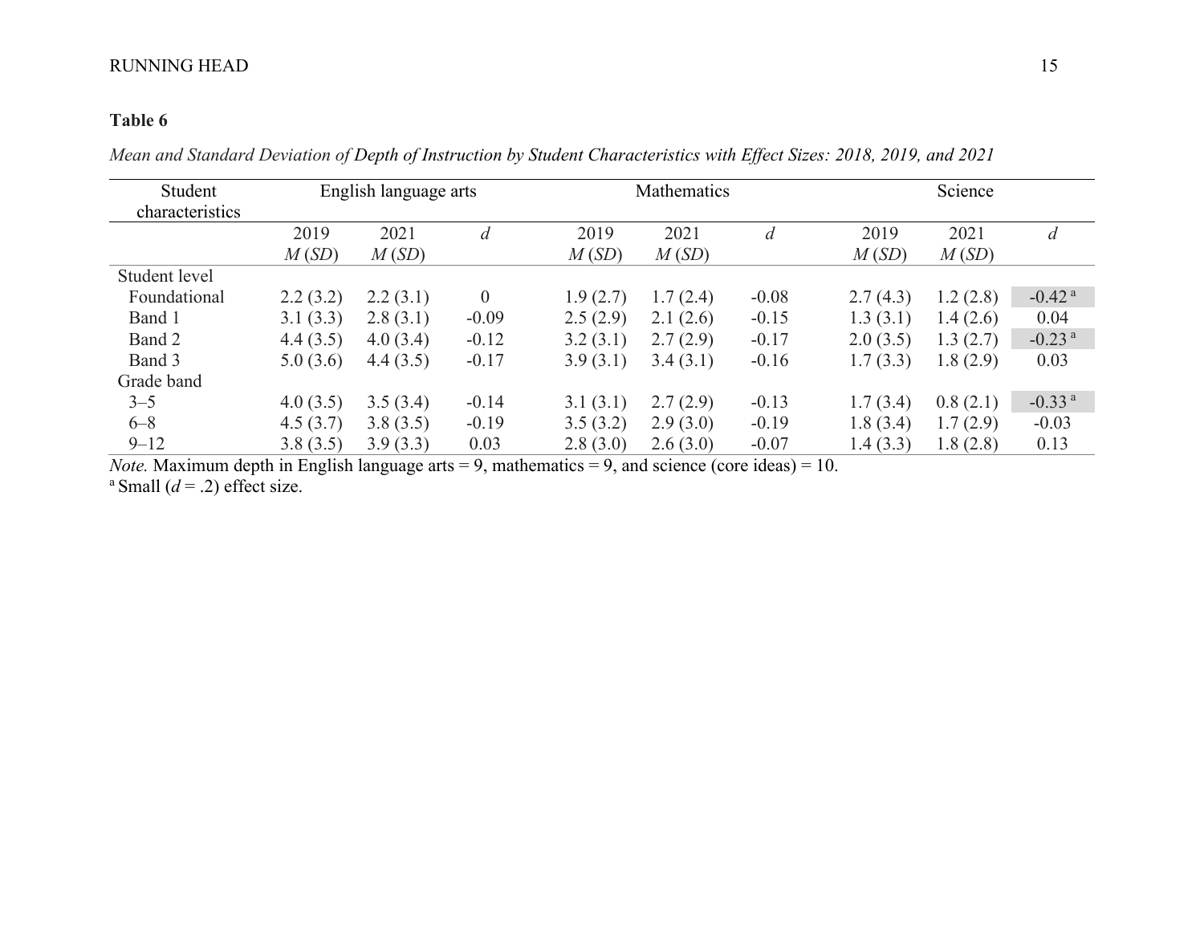**Table 6**

*Mean and Standard Deviation of Depth of Instruction by Student Characteristics with Effect Sizes: 2018, 2019, and 2021*

| Student characteristics | English language arts | | | Mathematics | | | Science | | |
|---|---|---|---|---|---|---|---|---|---|
| | 2019 *M* (*SD*) | 2021 *M* (*SD*) | *d* | 2019 *M* (*SD*) | 2021 *M* (*SD*) | *d* | 2019 *M* (*SD*) | 2021 *M* (*SD*) | *d* |
| Student level | | | | | | | | | |
| Foundational | 2.2 (3.2) | 2.2 (3.1) | 0 | 1.9 (2.7) | 1.7 (2.4) | -0.08 | 2.7 (4.3) | 1.2 (2.8) | -0.42 [a] |
| Band 1 | 3.1 (3.3) | 2.8 (3.1) | -0.09 | 2.5 (2.9) | 2.1 (2.6) | -0.15 | 1.3 (3.1) | 1.4 (2.6) | 0.04 |
| Band 2 | 4.4 (3.5) | 4.0 (3.4) | -0.12 | 3.2 (3.1) | 2.7 (2.9) | -0.17 | 2.0 (3.5) | 1.3 (2.7) | -0.23 [a] |
| Band 3 | 5.0 (3.6) | 4.4 (3.5) | -0.17 | 3.9 (3.1) | 3.4 (3.1) | -0.16 | 1.7 (3.3) | 1.8 (2.9) | 0.03 |
| Grade band | | | | | | | | | |
| 3–5 | 4.0 (3.5) | 3.5 (3.4) | -0.14 | 3.1 (3.1) | 2.7 (2.9) | -0.13 | 1.7 (3.4) | 0.8 (2.1) | -0.33 [a] |
| 6–8 | 4.5 (3.7) | 3.8 (3.5) | -0.19 | 3.5 (3.2) | 2.9 (3.0) | -0.19 | 1.8 (3.4) | 1.7 (2.9) | -0.03 |
| 9–12 | 3.8 (3.5) | 3.9 (3.3) | 0.03 | 2.8 (3.0) | 2.6 (3.0) | -0.07 | 1.4 (3.3) | 1.8 (2.8) | 0.13 |

*Note.* Maximum depth in English language arts = 9, mathematics = 9, and science (core ideas) = 10.
[a] Small ($d = .2$) effect size.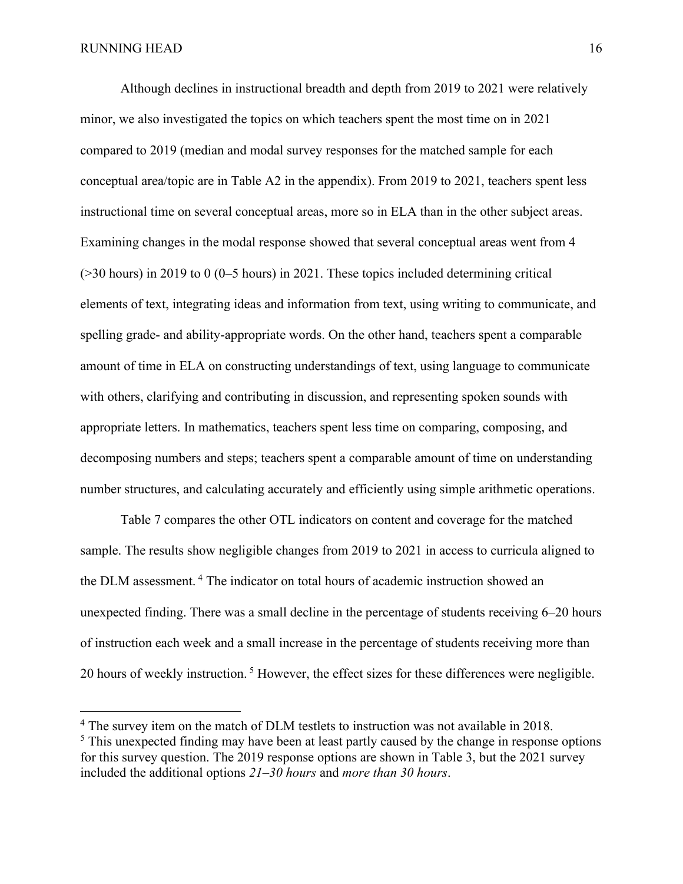Although declines in instructional breadth and depth from 2019 to 2021 were relatively minor, we also investigated the topics on which teachers spent the most time on in 2021 compared to 2019 (median and modal survey responses for the matched sample for each conceptual area/topic are in Table A2 in the appendix). From 2019 to 2021, teachers spent less instructional time on several conceptual areas, more so in ELA than in the other subject areas. Examining changes in the modal response showed that several conceptual areas went from 4 (>30 hours) in 2019 to 0 (0–5 hours) in 2021. These topics included determining critical elements of text, integrating ideas and information from text, using writing to communicate, and spelling grade- and ability-appropriate words. On the other hand, teachers spent a comparable amount of time in ELA on constructing understandings of text, using language to communicate with others, clarifying and contributing in discussion, and representing spoken sounds with appropriate letters. In mathematics, teachers spent less time on comparing, composing, and decomposing numbers and steps; teachers spent a comparable amount of time on understanding number structures, and calculating accurately and efficiently using simple arithmetic operations.

Table 7 compares the other OTL indicators on content and coverage for the matched sample. The results show negligible changes from 2019 to 2021 in access to curricula aligned to the DLM assessment. [4] The indicator on total hours of academic instruction showed an unexpected finding. There was a small decline in the percentage of students receiving 6–20 hours of instruction each week and a small increase in the percentage of students receiving more than 20 hours of weekly instruction. [5] However, the effect sizes for these differences were negligible.

---

[4] The survey item on the match of DLM testlets to instruction was not available in 2018.

[5] This unexpected finding may have been at least partly caused by the change in response options for this survey question. The 2019 response options are shown in Table 3, but the 2021 survey included the additional options *21–30 hours* and *more than 30 hours*.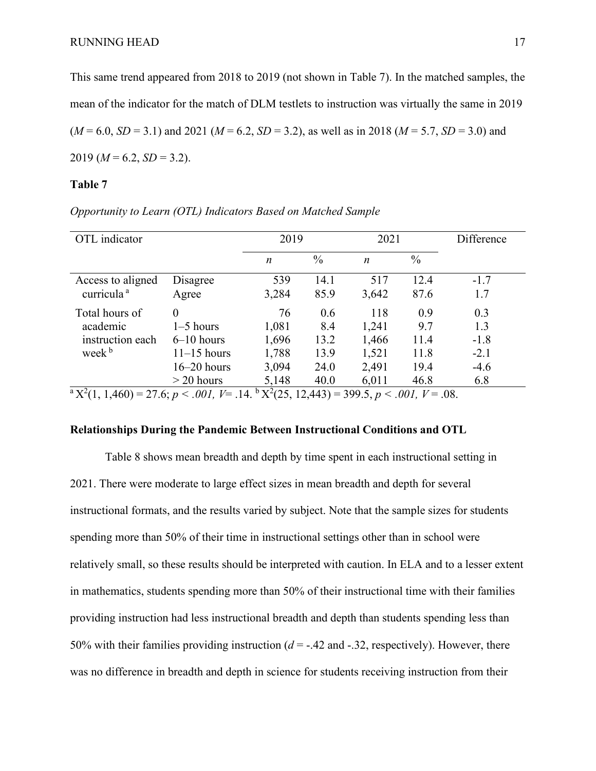This same trend appeared from 2018 to 2019 (not shown in Table 7). In the matched samples, the mean of the indicator for the match of DLM testlets to instruction was virtually the same in 2019 ($M$ = 6.0, $SD$ = 3.1) and 2021 ($M$ = 6.2, $SD$ = 3.2), as well as in 2018 ($M$ = 5.7, $SD$ = 3.0) and 2019 ($M$ = 6.2, $SD$ = 3.2).

**Table 7**

*Opportunity to Learn (OTL) Indicators Based on Matched Sample*

| OTL indicator | | 2019 | | 2021 | | Difference |
|---|---|---|---|---|---|---|
| | | *n* | % | *n* | % | |
| Access to aligned curricula [a] | Disagree | 539 | 14.1 | 517 | 12.4 | -1.7 |
| | Agree | 3,284 | 85.9 | 3,642 | 87.6 | 1.7 |
| Total hours of academic instruction each week [b] | 0 | 76 | 0.6 | 118 | 0.9 | 0.3 |
| | 1–5 hours | 1,081 | 8.4 | 1,241 | 9.7 | 1.3 |
| | 6–10 hours | 1,696 | 13.2 | 1,466 | 11.4 | -1.8 |
| | 11–15 hours | 1,788 | 13.9 | 1,521 | 11.8 | -2.1 |
| | 16–20 hours | 3,094 | 24.0 | 2,491 | 19.4 | -4.6 |
| | > 20 hours | 5,148 | 40.0 | 6,011 | 46.8 | 6.8 |

[a] $X^2(1, 1{,}460) = 27.6$; $p < .001$, $V = .14$. [b] $X^2(25, 12{,}443) = 399.5$, $p < .001$, $V = .08$.

### Relationships During the Pandemic Between Instructional Conditions and OTL

Table 8 shows mean breadth and depth by time spent in each instructional setting in 2021. There were moderate to large effect sizes in mean breadth and depth for several instructional formats, and the results varied by subject. Note that the sample sizes for students spending more than 50% of their time in instructional settings other than in school were relatively small, so these results should be interpreted with caution. In ELA and to a lesser extent in mathematics, students spending more than 50% of their instructional time with their families providing instruction had less instructional breadth and depth than students spending less than 50% with their families providing instruction ($d$ = -.42 and -.32, respectively). However, there was no difference in breadth and depth in science for students receiving instruction from their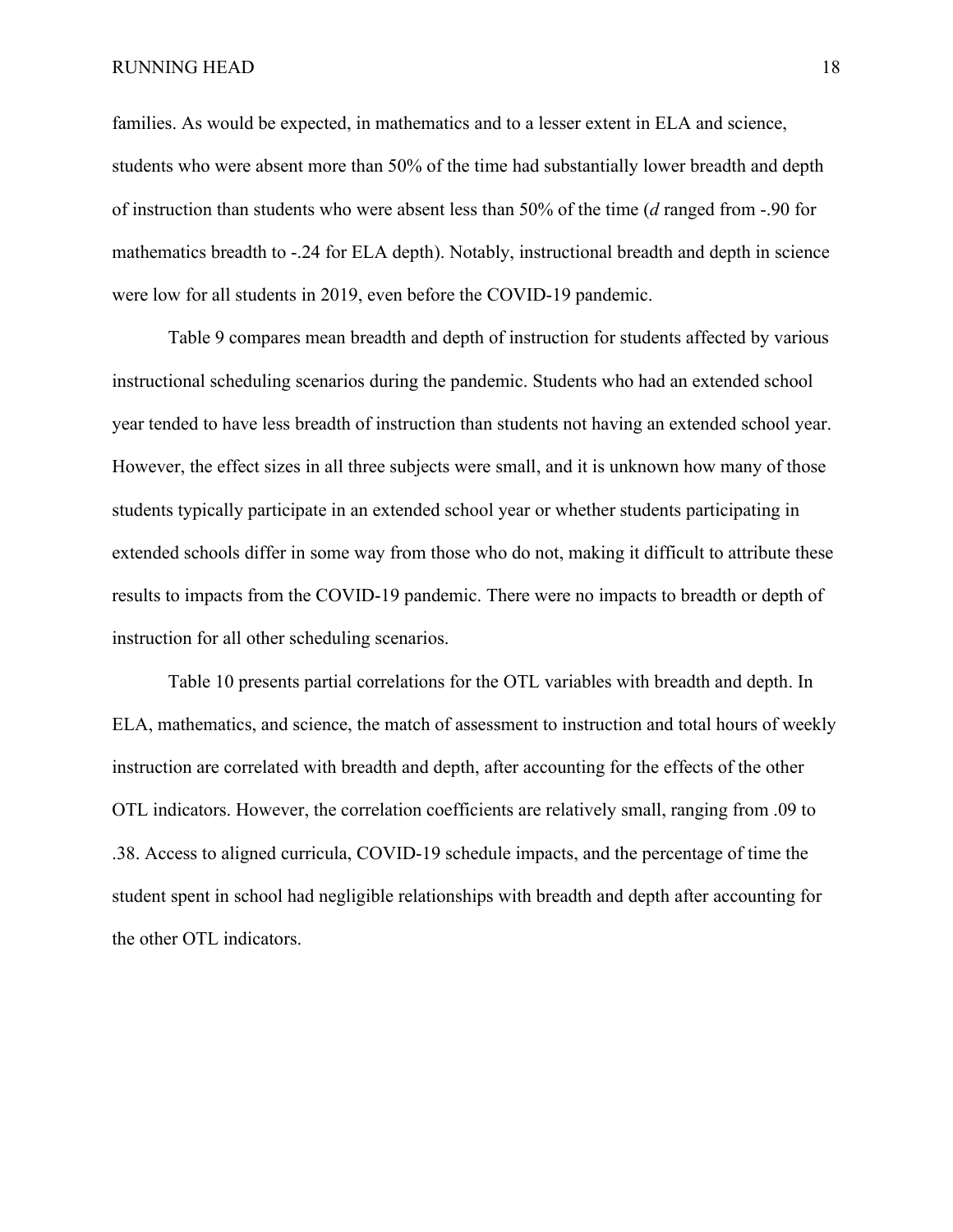families. As would be expected, in mathematics and to a lesser extent in ELA and science, students who were absent more than 50% of the time had substantially lower breadth and depth of instruction than students who were absent less than 50% of the time (*d* ranged from -.90 for mathematics breadth to -.24 for ELA depth). Notably, instructional breadth and depth in science were low for all students in 2019, even before the COVID-19 pandemic.

Table 9 compares mean breadth and depth of instruction for students affected by various instructional scheduling scenarios during the pandemic. Students who had an extended school year tended to have less breadth of instruction than students not having an extended school year. However, the effect sizes in all three subjects were small, and it is unknown how many of those students typically participate in an extended school year or whether students participating in extended schools differ in some way from those who do not, making it difficult to attribute these results to impacts from the COVID-19 pandemic. There were no impacts to breadth or depth of instruction for all other scheduling scenarios.

Table 10 presents partial correlations for the OTL variables with breadth and depth. In ELA, mathematics, and science, the match of assessment to instruction and total hours of weekly instruction are correlated with breadth and depth, after accounting for the effects of the other OTL indicators. However, the correlation coefficients are relatively small, ranging from .09 to .38. Access to aligned curricula, COVID-19 schedule impacts, and the percentage of time the student spent in school had negligible relationships with breadth and depth after accounting for the other OTL indicators.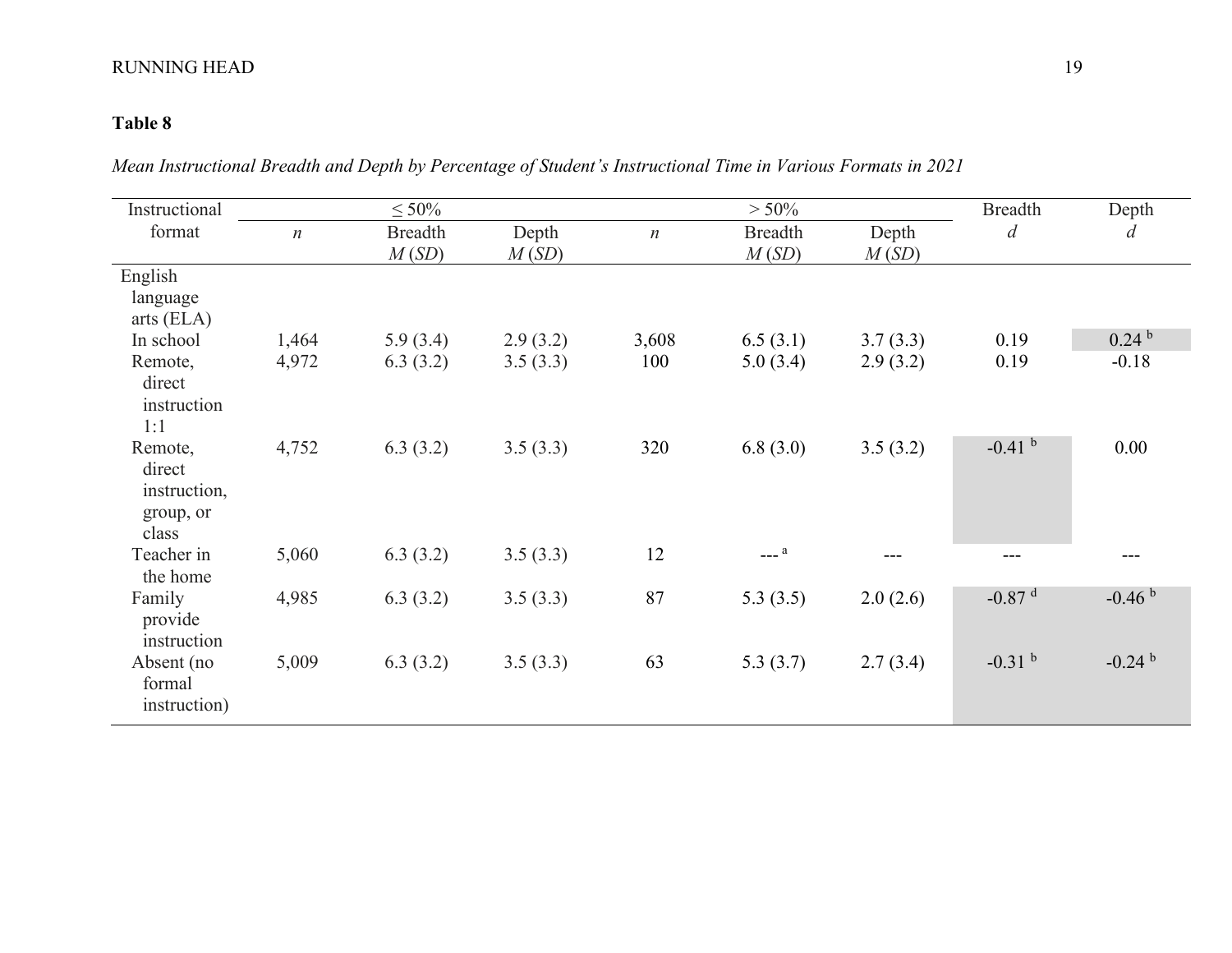**Table 8**

*Mean Instructional Breadth and Depth by Percentage of Student's Instructional Time in Various Formats in 2021*

| Instructional format | ≤ 50% | | | > 50% | | | Breadth | Depth |
|---|---|---|---|---|---|---|---|---|
| | *n* | Breadth *M* (*SD*) | Depth *M* (*SD*) | *n* | Breadth *M* (*SD*) | Depth *M* (*SD*) | *d* | *d* |
| English language arts (ELA) | | | | | | | | |
| In school | 1,464 | 5.9 (3.4) | 2.9 (3.2) | 3,608 | 6.5 (3.1) | 3.7 (3.3) | 0.19 | 0.24 [b] |
| Remote, direct instruction 1:1 | 4,972 | 6.3 (3.2) | 3.5 (3.3) | 100 | 5.0 (3.4) | 2.9 (3.2) | 0.19 | -0.18 |
| Remote, direct instruction, group, or class | 4,752 | 6.3 (3.2) | 3.5 (3.3) | 320 | 6.8 (3.0) | 3.5 (3.2) | -0.41 [b] | 0.00 |
| Teacher in the home | 5,060 | 6.3 (3.2) | 3.5 (3.3) | 12 | --- [a] | --- | --- | --- |
| Family provide instruction | 4,985 | 6.3 (3.2) | 3.5 (3.3) | 87 | 5.3 (3.5) | 2.0 (2.6) | -0.87 [d] | -0.46 [b] |
| Absent (no formal instruction) | 5,009 | 6.3 (3.2) | 3.5 (3.3) | 63 | 5.3 (3.7) | 2.7 (3.4) | -0.31 [b] | -0.24 [b] |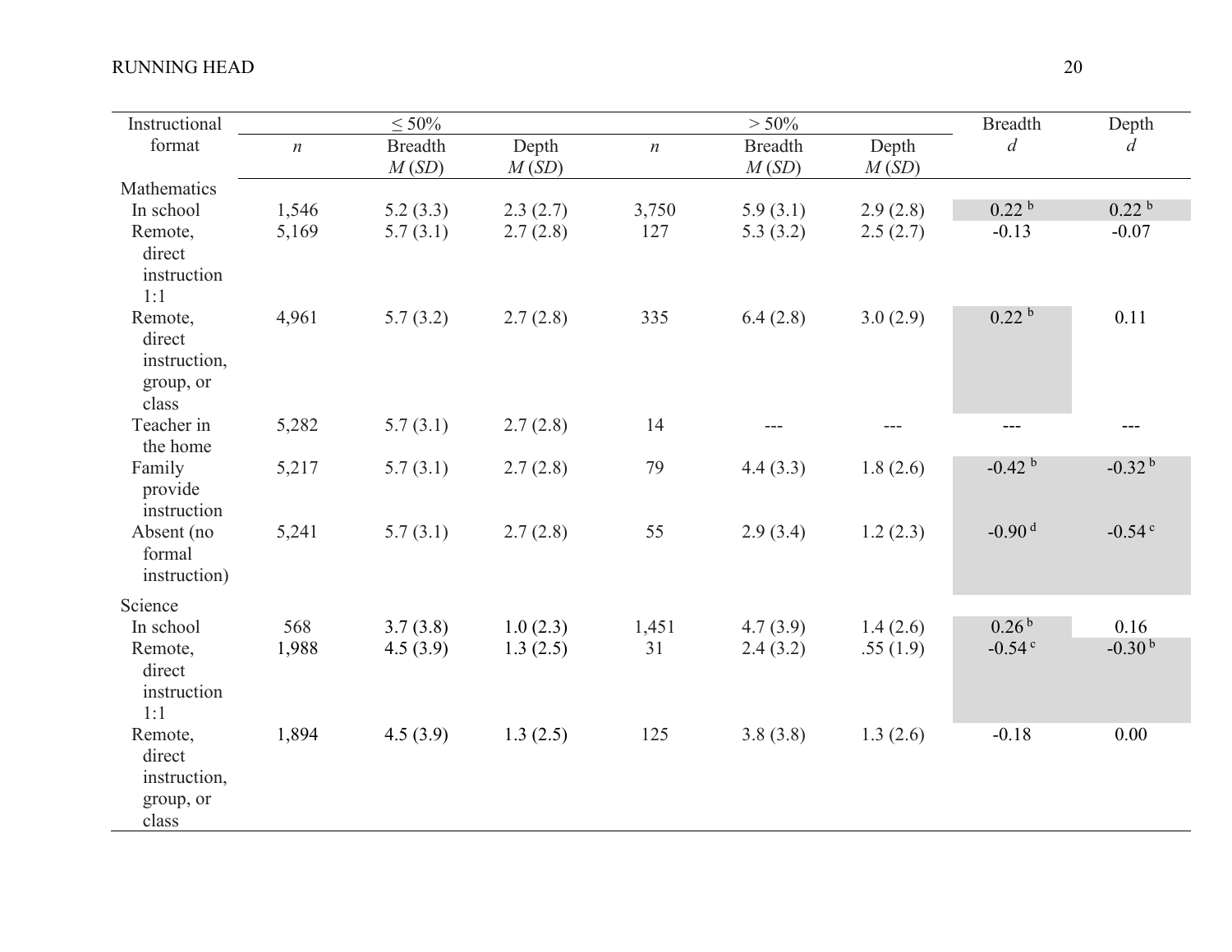| Instructional format | ≤ 50% | | | > 50% | | | Breadth | Depth |
|---|---|---|---|---|---|---|---|---|
| | *n* | Breadth *M* (*SD*) | Depth *M* (*SD*) | *n* | Breadth *M* (*SD*) | Depth *M* (*SD*) | *d* | *d* |
| Mathematics | | | | | | | | |
| In school | 1,546 | 5.2 (3.3) | 2.3 (2.7) | 3,750 | 5.9 (3.1) | 2.9 (2.8) | 0.22 [b] | 0.22 [b] |
| Remote, direct instruction 1:1 | 5,169 | 5.7 (3.1) | 2.7 (2.8) | 127 | 5.3 (3.2) | 2.5 (2.7) | -0.13 | -0.07 |
| Remote, direct instruction, group, or class | 4,961 | 5.7 (3.2) | 2.7 (2.8) | 335 | 6.4 (2.8) | 3.0 (2.9) | 0.22 [b] | 0.11 |
| Teacher in the home | 5,282 | 5.7 (3.1) | 2.7 (2.8) | 14 | --- | --- | --- | --- |
| Family provide instruction | 5,217 | 5.7 (3.1) | 2.7 (2.8) | 79 | 4.4 (3.3) | 1.8 (2.6) | -0.42 [b] | -0.32 [b] |
| Absent (no formal instruction) | 5,241 | 5.7 (3.1) | 2.7 (2.8) | 55 | 2.9 (3.4) | 1.2 (2.3) | -0.90 [d] | -0.54 [c] |
| Science | | | | | | | | |
| In school | 568 | 3.7 (3.8) | 1.0 (2.3) | 1,451 | 4.7 (3.9) | 1.4 (2.6) | 0.26 [b] | 0.16 |
| Remote, direct instruction 1:1 | 1,988 | 4.5 (3.9) | 1.3 (2.5) | 31 | 2.4 (3.2) | .55 (1.9) | -0.54 [c] | -0.30 [b] |
| Remote, direct instruction, group, or class | 1,894 | 4.5 (3.9) | 1.3 (2.5) | 125 | 3.8 (3.8) | 1.3 (2.6) | -0.18 | 0.00 |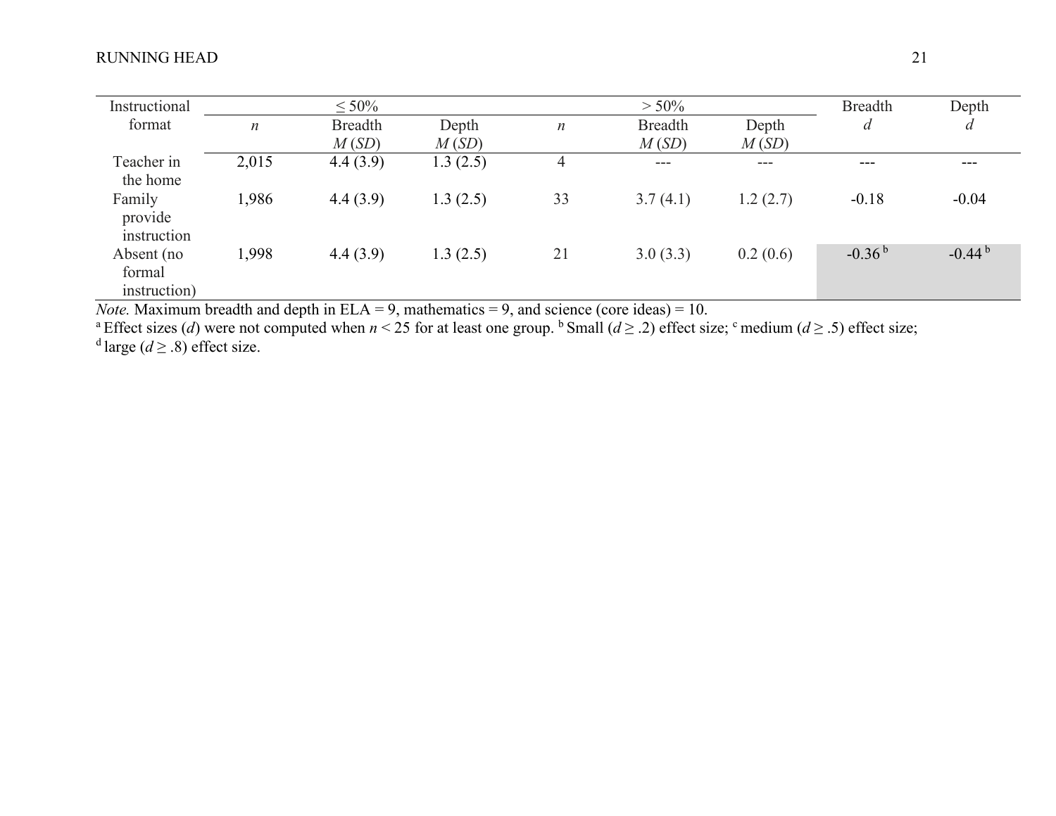| Instructional format | ≤ 50% | | | > 50% | | | Breadth | Depth |
|---|---|---|---|---|---|---|---|---|
| | *n* | Breadth *M* (*SD*) | Depth *M* (*SD*) | *n* | Breadth *M* (*SD*) | Depth *M* (*SD*) | *d* | *d* |
| Teacher in the home | 2,015 | 4.4 (3.9) | 1.3 (2.5) | 4 | --- | --- | --- | --- |
| Family provide instruction | 1,986 | 4.4 (3.9) | 1.3 (2.5) | 33 | 3.7 (4.1) | 1.2 (2.7) | -0.18 | -0.04 |
| Absent (no formal instruction) | 1,998 | 4.4 (3.9) | 1.3 (2.5) | 21 | 3.0 (3.3) | 0.2 (0.6) | -0.36 [b] | -0.44 [b] |

*Note.* Maximum breadth and depth in ELA = 9, mathematics = 9, and science (core ideas) = 10.
[a] Effect sizes (*d*) were not computed when *n* < 25 for at least one group. [b] Small (*d* ≥ .2) effect size; [c] medium (*d* ≥ .5) effect size; [d] large (*d* ≥ .8) effect size.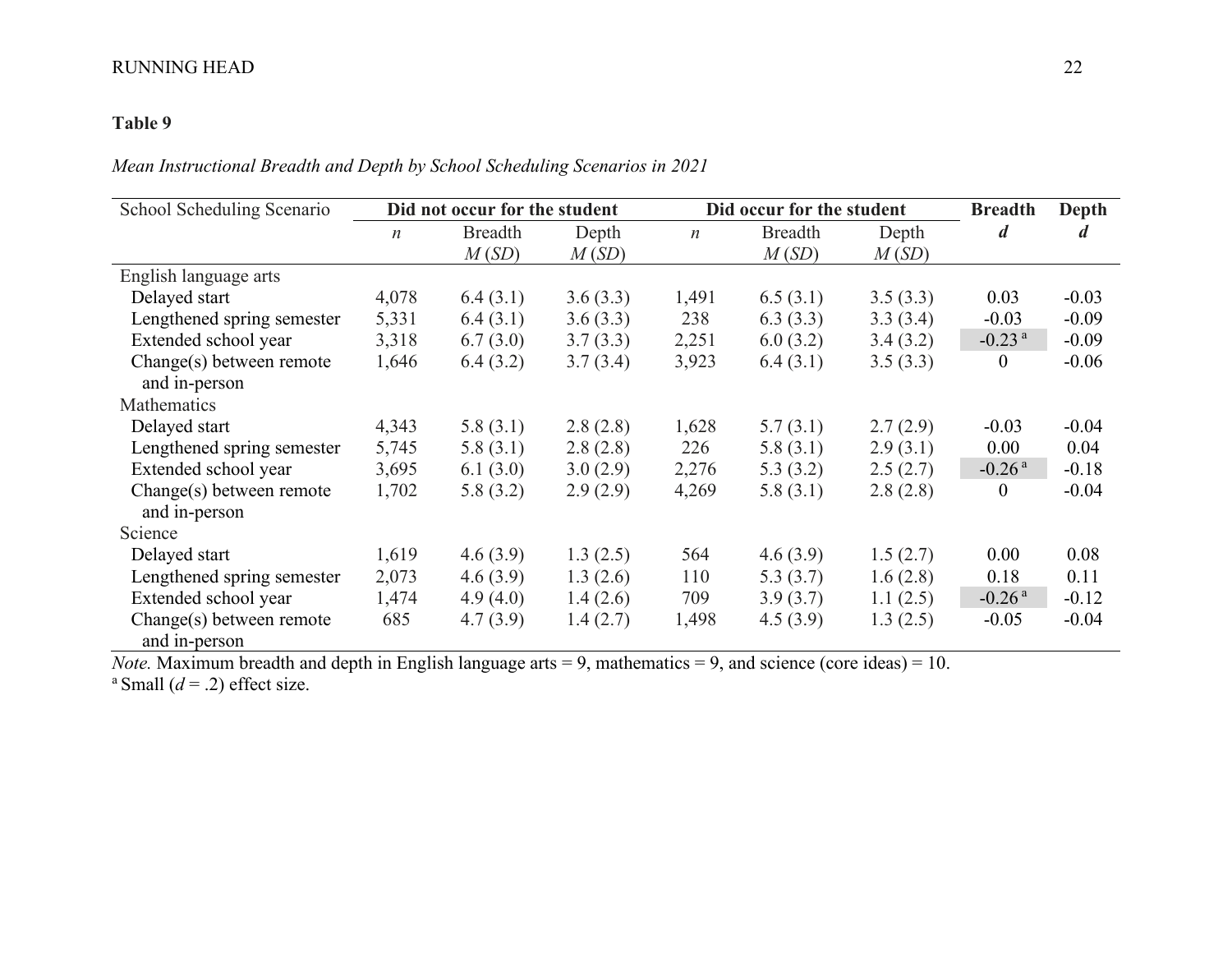**Table 9**

*Mean Instructional Breadth and Depth by School Scheduling Scenarios in 2021*

| School Scheduling Scenario | Did not occur for the student | | | Did occur for the student | | | Breadth | Depth |
|---|---|---|---|---|---|---|---|---|
| | *n* | Breadth *M* (*SD*) | Depth *M* (*SD*) | *n* | Breadth *M* (*SD*) | Depth *M* (*SD*) | *d* | *d* |
| English language arts | | | | | | | | |
| Delayed start | 4,078 | 6.4 (3.1) | 3.6 (3.3) | 1,491 | 6.5 (3.1) | 3.5 (3.3) | 0.03 | -0.03 |
| Lengthened spring semester | 5,331 | 6.4 (3.1) | 3.6 (3.3) | 238 | 6.3 (3.3) | 3.3 (3.4) | -0.03 | -0.09 |
| Extended school year | 3,318 | 6.7 (3.0) | 3.7 (3.3) | 2,251 | 6.0 (3.2) | 3.4 (3.2) | -0.23 [a] | -0.09 |
| Change(s) between remote and in-person | 1,646 | 6.4 (3.2) | 3.7 (3.4) | 3,923 | 6.4 (3.1) | 3.5 (3.3) | 0 | -0.06 |
| Mathematics | | | | | | | | |
| Delayed start | 4,343 | 5.8 (3.1) | 2.8 (2.8) | 1,628 | 5.7 (3.1) | 2.7 (2.9) | -0.03 | -0.04 |
| Lengthened spring semester | 5,745 | 5.8 (3.1) | 2.8 (2.8) | 226 | 5.8 (3.1) | 2.9 (3.1) | 0.00 | 0.04 |
| Extended school year | 3,695 | 6.1 (3.0) | 3.0 (2.9) | 2,276 | 5.3 (3.2) | 2.5 (2.7) | -0.26 [a] | -0.18 |
| Change(s) between remote and in-person | 1,702 | 5.8 (3.2) | 2.9 (2.9) | 4,269 | 5.8 (3.1) | 2.8 (2.8) | 0 | -0.04 |
| Science | | | | | | | | |
| Delayed start | 1,619 | 4.6 (3.9) | 1.3 (2.5) | 564 | 4.6 (3.9) | 1.5 (2.7) | 0.00 | 0.08 |
| Lengthened spring semester | 2,073 | 4.6 (3.9) | 1.3 (2.6) | 110 | 5.3 (3.7) | 1.6 (2.8) | 0.18 | 0.11 |
| Extended school year | 1,474 | 4.9 (4.0) | 1.4 (2.6) | 709 | 3.9 (3.7) | 1.1 (2.5) | -0.26 [a] | -0.12 |
| Change(s) between remote and in-person | 685 | 4.7 (3.9) | 1.4 (2.7) | 1,498 | 4.5 (3.9) | 1.3 (2.5) | -0.05 | -0.04 |

*Note.* Maximum breadth and depth in English language arts = 9, mathematics = 9, and science (core ideas) = 10.
[a] Small ($d = .2$) effect size.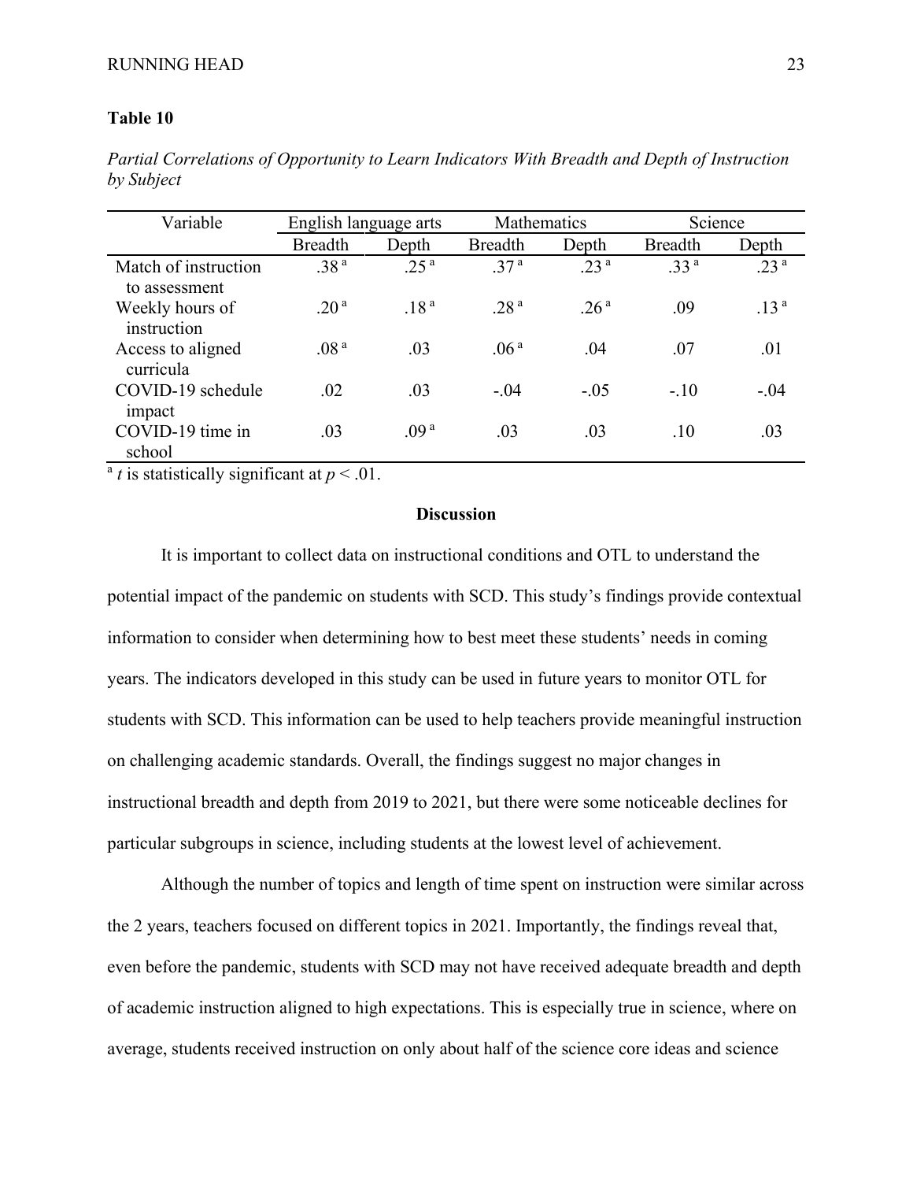**Table 10**

*Partial Correlations of Opportunity to Learn Indicators With Breadth and Depth of Instruction by Subject*

| Variable | English language arts | | Mathematics | | Science | |
|---|---|---|---|---|---|---|
| | Breadth | Depth | Breadth | Depth | Breadth | Depth |
| Match of instruction to assessment | .38 [a] | .25 [a] | .37 [a] | .23 [a] | .33 [a] | .23 [a] |
| Weekly hours of instruction | .20 [a] | .18 [a] | .28 [a] | .26 [a] | .09 | .13 [a] |
| Access to aligned curricula | .08 [a] | .03 | .06 [a] | .04 | .07 | .01 |
| COVID-19 schedule impact | .02 | .03 | -.04 | -.05 | -.10 | -.04 |
| COVID-19 time in school | .03 | .09 [a] | .03 | .03 | .10 | .03 |

[a] *t* is statistically significant at $p < .01$.

## Discussion

It is important to collect data on instructional conditions and OTL to understand the potential impact of the pandemic on students with SCD. This study's findings provide contextual information to consider when determining how to best meet these students' needs in coming years. The indicators developed in this study can be used in future years to monitor OTL for students with SCD. This information can be used to help teachers provide meaningful instruction on challenging academic standards. Overall, the findings suggest no major changes in instructional breadth and depth from 2019 to 2021, but there were some noticeable declines for particular subgroups in science, including students at the lowest level of achievement.

Although the number of topics and length of time spent on instruction were similar across the 2 years, teachers focused on different topics in 2021. Importantly, the findings reveal that, even before the pandemic, students with SCD may not have received adequate breadth and depth of academic instruction aligned to high expectations. This is especially true in science, where on average, students received instruction on only about half of the science core ideas and science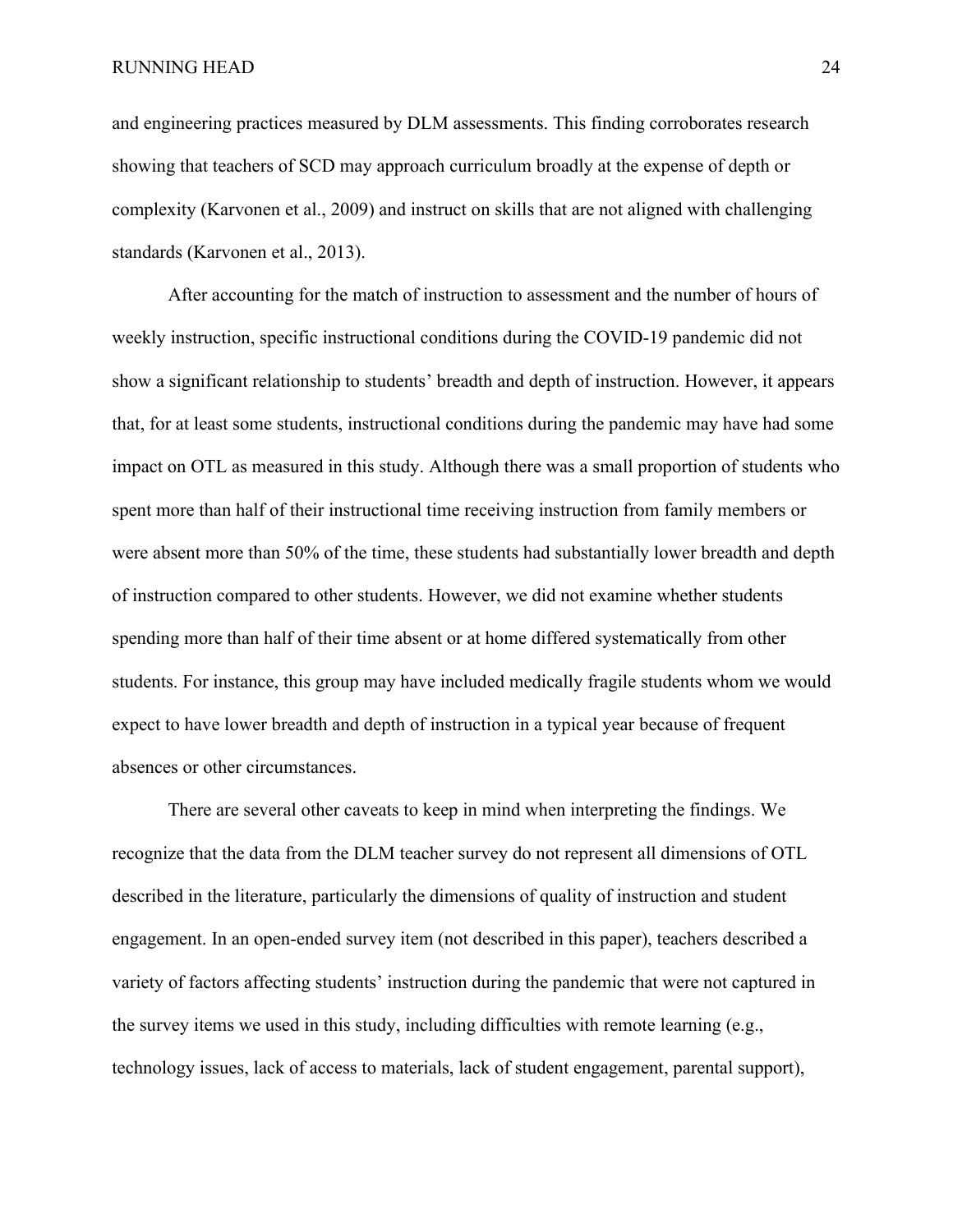and engineering practices measured by DLM assessments. This finding corroborates research showing that teachers of SCD may approach curriculum broadly at the expense of depth or complexity (Karvonen et al., 2009) and instruct on skills that are not aligned with challenging standards (Karvonen et al., 2013).

After accounting for the match of instruction to assessment and the number of hours of weekly instruction, specific instructional conditions during the COVID-19 pandemic did not show a significant relationship to students' breadth and depth of instruction. However, it appears that, for at least some students, instructional conditions during the pandemic may have had some impact on OTL as measured in this study. Although there was a small proportion of students who spent more than half of their instructional time receiving instruction from family members or were absent more than 50% of the time, these students had substantially lower breadth and depth of instruction compared to other students. However, we did not examine whether students spending more than half of their time absent or at home differed systematically from other students. For instance, this group may have included medically fragile students whom we would expect to have lower breadth and depth of instruction in a typical year because of frequent absences or other circumstances.

There are several other caveats to keep in mind when interpreting the findings. We recognize that the data from the DLM teacher survey do not represent all dimensions of OTL described in the literature, particularly the dimensions of quality of instruction and student engagement. In an open-ended survey item (not described in this paper), teachers described a variety of factors affecting students' instruction during the pandemic that were not captured in the survey items we used in this study, including difficulties with remote learning (e.g., technology issues, lack of access to materials, lack of student engagement, parental support),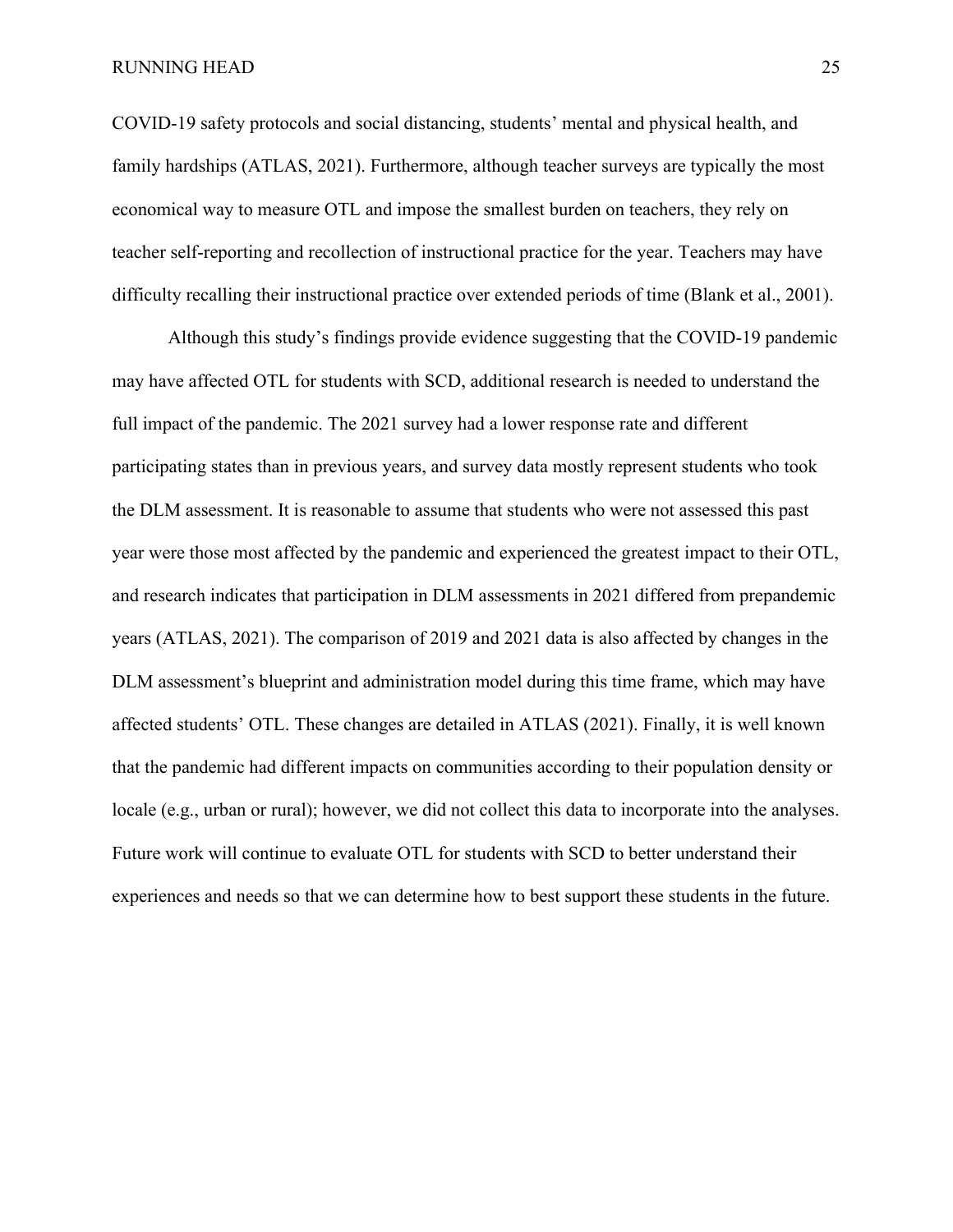COVID-19 safety protocols and social distancing, students' mental and physical health, and family hardships (ATLAS, 2021). Furthermore, although teacher surveys are typically the most economical way to measure OTL and impose the smallest burden on teachers, they rely on teacher self-reporting and recollection of instructional practice for the year. Teachers may have difficulty recalling their instructional practice over extended periods of time (Blank et al., 2001).

Although this study's findings provide evidence suggesting that the COVID-19 pandemic may have affected OTL for students with SCD, additional research is needed to understand the full impact of the pandemic. The 2021 survey had a lower response rate and different participating states than in previous years, and survey data mostly represent students who took the DLM assessment. It is reasonable to assume that students who were not assessed this past year were those most affected by the pandemic and experienced the greatest impact to their OTL, and research indicates that participation in DLM assessments in 2021 differed from prepandemic years (ATLAS, 2021). The comparison of 2019 and 2021 data is also affected by changes in the DLM assessment's blueprint and administration model during this time frame, which may have affected students' OTL. These changes are detailed in ATLAS (2021). Finally, it is well known that the pandemic had different impacts on communities according to their population density or locale (e.g., urban or rural); however, we did not collect this data to incorporate into the analyses. Future work will continue to evaluate OTL for students with SCD to better understand their experiences and needs so that we can determine how to best support these students in the future.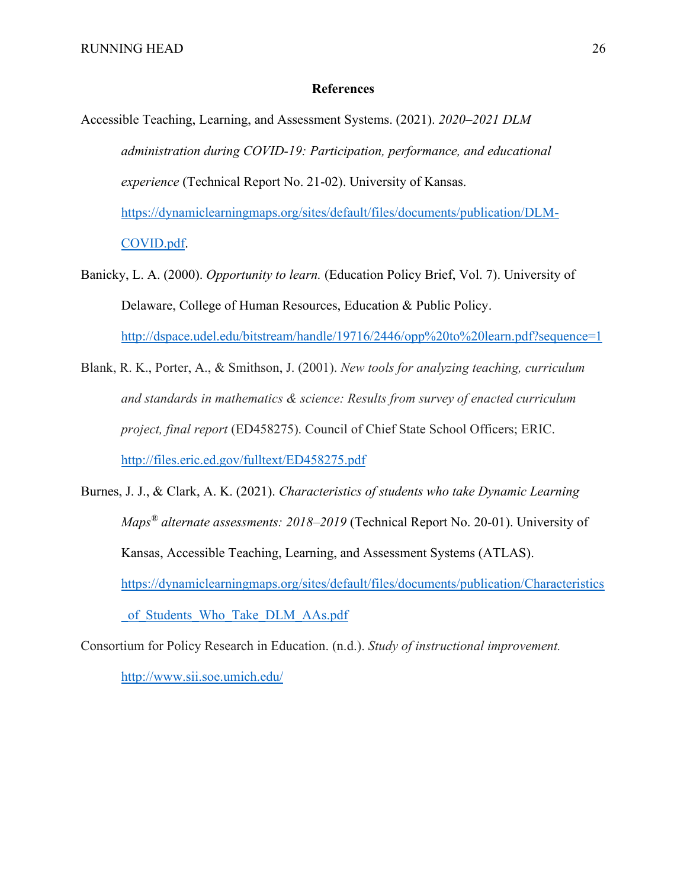# References

Accessible Teaching, Learning, and Assessment Systems. (2021). *2020–2021 DLM administration during COVID-19: Participation, performance, and educational experience* (Technical Report No. 21-02). University of Kansas. https://dynamiclearningmaps.org/sites/default/files/documents/publication/DLM-COVID.pdf.

Banicky, L. A. (2000). *Opportunity to learn.* (Education Policy Brief, Vol. 7). University of Delaware, College of Human Resources, Education & Public Policy. http://dspace.udel.edu/bitstream/handle/19716/2446/opp%20to%20learn.pdf?sequence=1

Blank, R. K., Porter, A., & Smithson, J. (2001). *New tools for analyzing teaching, curriculum and standards in mathematics & science: Results from survey of enacted curriculum project, final report* (ED458275). Council of Chief State School Officers; ERIC. http://files.eric.ed.gov/fulltext/ED458275.pdf

Burnes, J. J., & Clark, A. K. (2021). *Characteristics of students who take Dynamic Learning Maps® alternate assessments: 2018–2019* (Technical Report No. 20-01). University of Kansas, Accessible Teaching, Learning, and Assessment Systems (ATLAS). https://dynamiclearningmaps.org/sites/default/files/documents/publication/Characteristics_of_Students_Who_Take_DLM_AAs.pdf

Consortium for Policy Research in Education. (n.d.). *Study of instructional improvement.* http://www.sii.soe.umich.edu/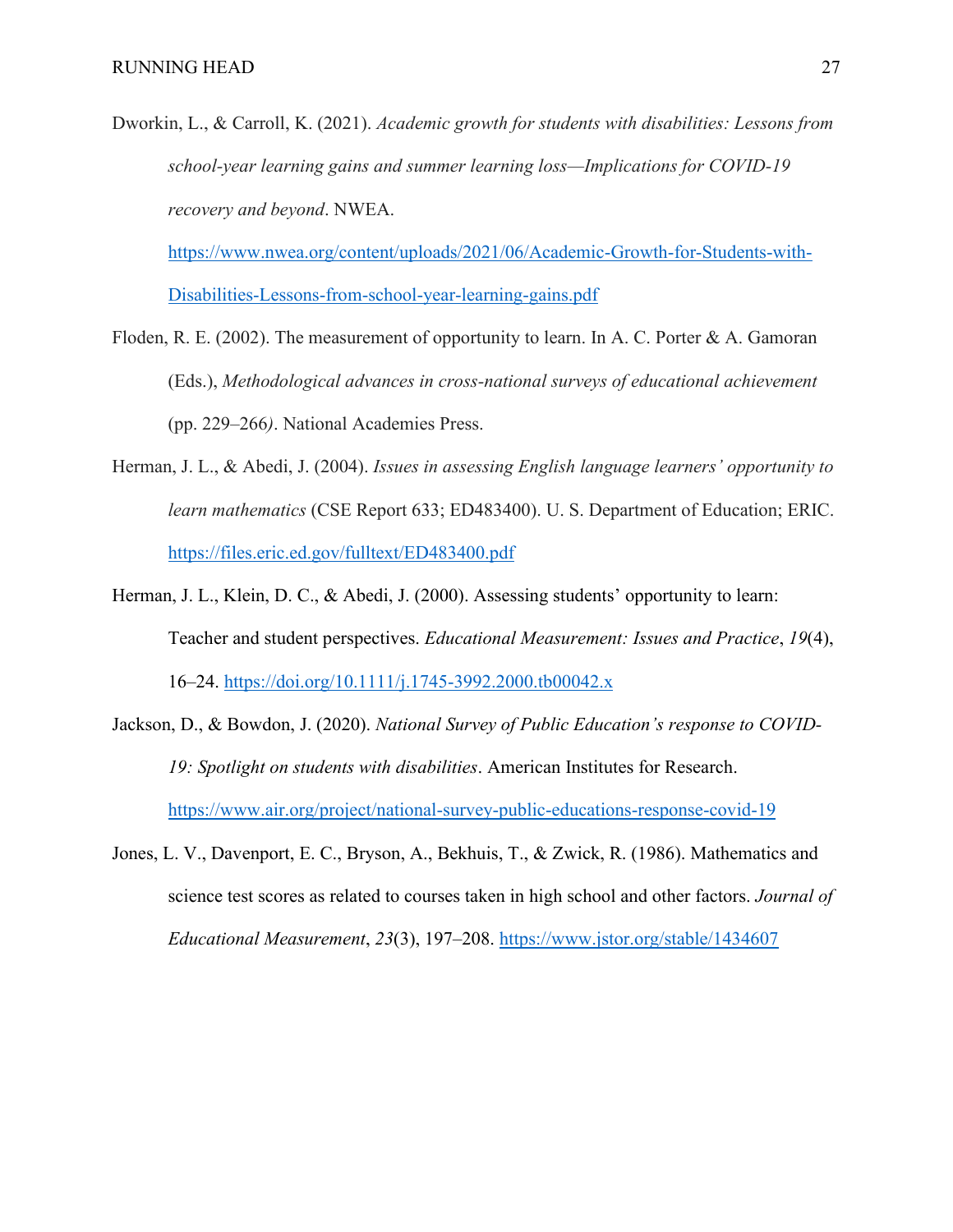Dworkin, L., & Carroll, K. (2021). *Academic growth for students with disabilities: Lessons from school-year learning gains and summer learning loss—Implications for COVID-19 recovery and beyond*. NWEA. https://www.nwea.org/content/uploads/2021/06/Academic-Growth-for-Students-with-Disabilities-Lessons-from-school-year-learning-gains.pdf

Floden, R. E. (2002). The measurement of opportunity to learn. In A. C. Porter & A. Gamoran (Eds.), *Methodological advances in cross-national surveys of educational achievement* (pp. 229–266*)*. National Academies Press.

Herman, J. L., & Abedi, J. (2004). *Issues in assessing English language learners' opportunity to learn mathematics* (CSE Report 633; ED483400). U. S. Department of Education; ERIC. https://files.eric.ed.gov/fulltext/ED483400.pdf

Herman, J. L., Klein, D. C., & Abedi, J. (2000). Assessing students' opportunity to learn: Teacher and student perspectives. *Educational Measurement: Issues and Practice*, *19*(4), 16–24. https://doi.org/10.1111/j.1745-3992.2000.tb00042.x

Jackson, D., & Bowdon, J. (2020). *National Survey of Public Education's response to COVID-19: Spotlight on students with disabilities*. American Institutes for Research. https://www.air.org/project/national-survey-public-educations-response-covid-19

Jones, L. V., Davenport, E. C., Bryson, A., Bekhuis, T., & Zwick, R. (1986). Mathematics and science test scores as related to courses taken in high school and other factors. *Journal of Educational Measurement*, *23*(3), 197–208. https://www.jstor.org/stable/1434607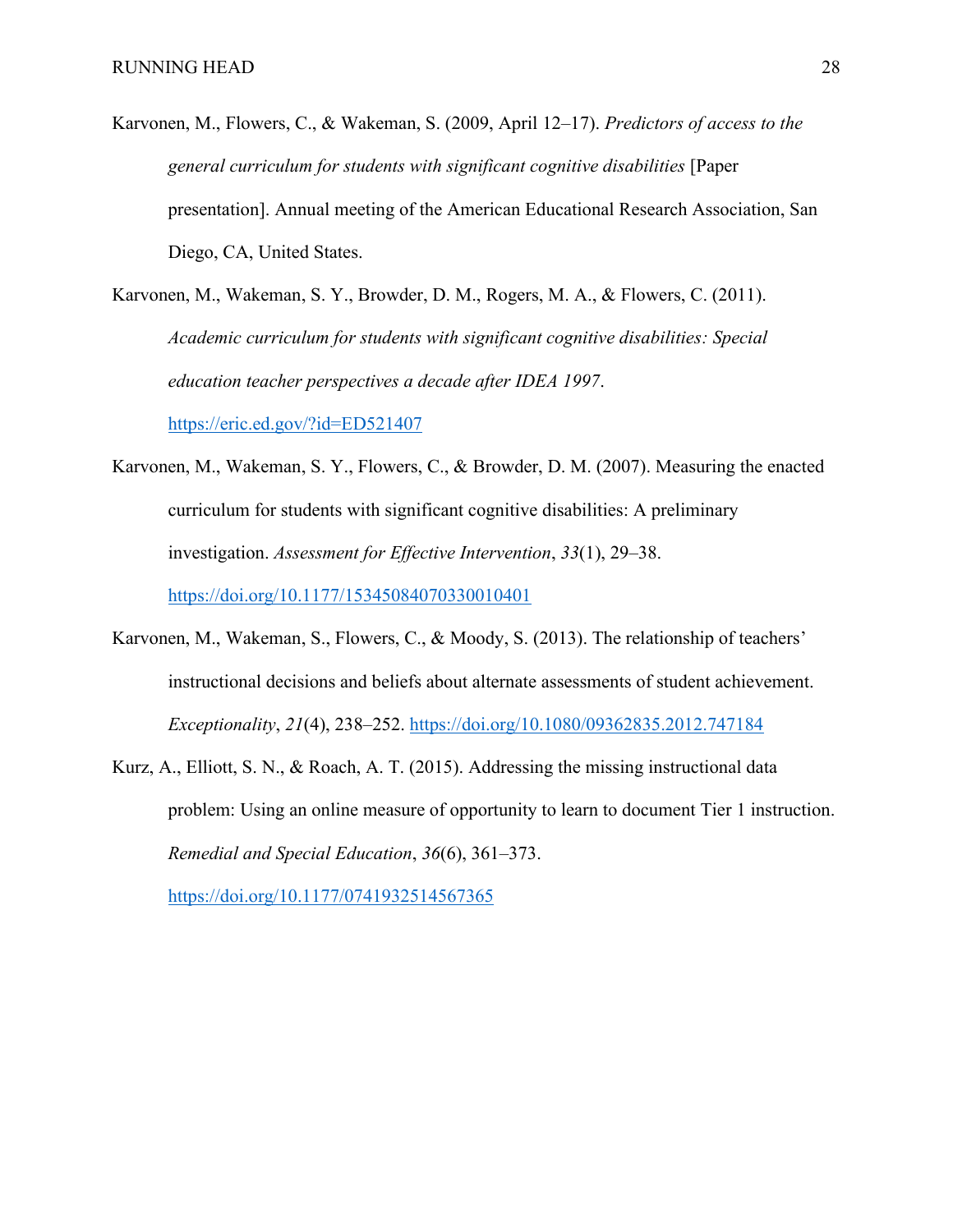Karvonen, M., Flowers, C., & Wakeman, S. (2009, April 12–17). *Predictors of access to the general curriculum for students with significant cognitive disabilities* [Paper presentation]. Annual meeting of the American Educational Research Association, San Diego, CA, United States.

Karvonen, M., Wakeman, S. Y., Browder, D. M., Rogers, M. A., & Flowers, C. (2011). *Academic curriculum for students with significant cognitive disabilities: Special education teacher perspectives a decade after IDEA 1997*. https://eric.ed.gov/?id=ED521407

Karvonen, M., Wakeman, S. Y., Flowers, C., & Browder, D. M. (2007). Measuring the enacted curriculum for students with significant cognitive disabilities: A preliminary investigation. *Assessment for Effective Intervention*, *33*(1), 29–38. https://doi.org/10.1177/15345084070330010401

Karvonen, M., Wakeman, S., Flowers, C., & Moody, S. (2013). The relationship of teachers' instructional decisions and beliefs about alternate assessments of student achievement. *Exceptionality*, *21*(4), 238–252. https://doi.org/10.1080/09362835.2012.747184

Kurz, A., Elliott, S. N., & Roach, A. T. (2015). Addressing the missing instructional data problem: Using an online measure of opportunity to learn to document Tier 1 instruction. *Remedial and Special Education*, *36*(6), 361–373. https://doi.org/10.1177/0741932514567365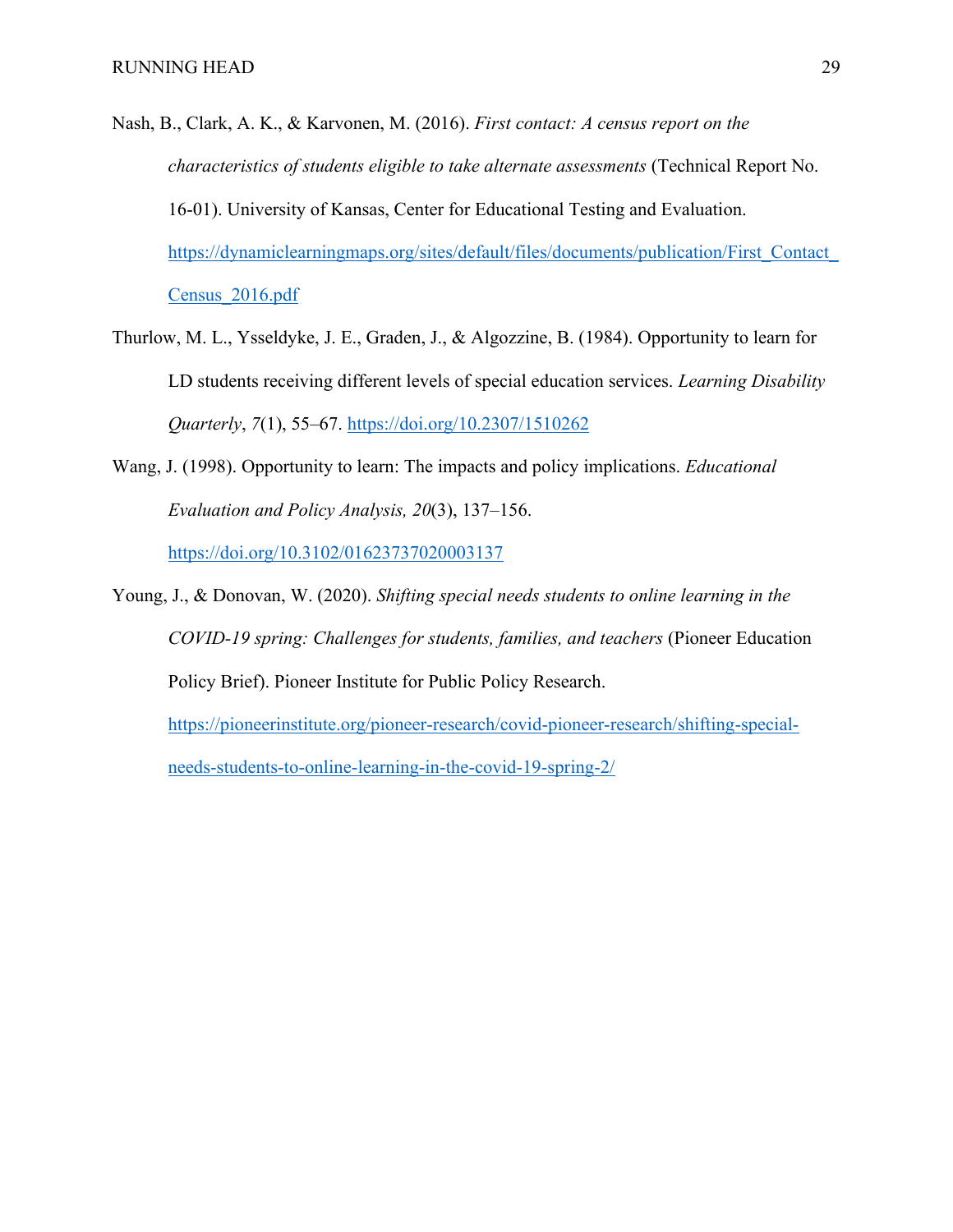Nash, B., Clark, A. K., & Karvonen, M. (2016). *First contact: A census report on the characteristics of students eligible to take alternate assessments* (Technical Report No. 16-01). University of Kansas, Center for Educational Testing and Evaluation. https://dynamiclearningmaps.org/sites/default/files/documents/publication/First_Contact_Census_2016.pdf

Thurlow, M. L., Ysseldyke, J. E., Graden, J., & Algozzine, B. (1984). Opportunity to learn for LD students receiving different levels of special education services. *Learning Disability Quarterly*, *7*(1), 55–67. https://doi.org/10.2307/1510262

Wang, J. (1998). Opportunity to learn: The impacts and policy implications. *Educational Evaluation and Policy Analysis, 20*(3), 137–156. https://doi.org/10.3102/01623737020003137

Young, J., & Donovan, W. (2020). *Shifting special needs students to online learning in the COVID-19 spring: Challenges for students, families, and teachers* (Pioneer Education Policy Brief). Pioneer Institute for Public Policy Research. https://pioneerinstitute.org/pioneer-research/covid-pioneer-research/shifting-special-needs-students-to-online-learning-in-the-covid-19-spring-2/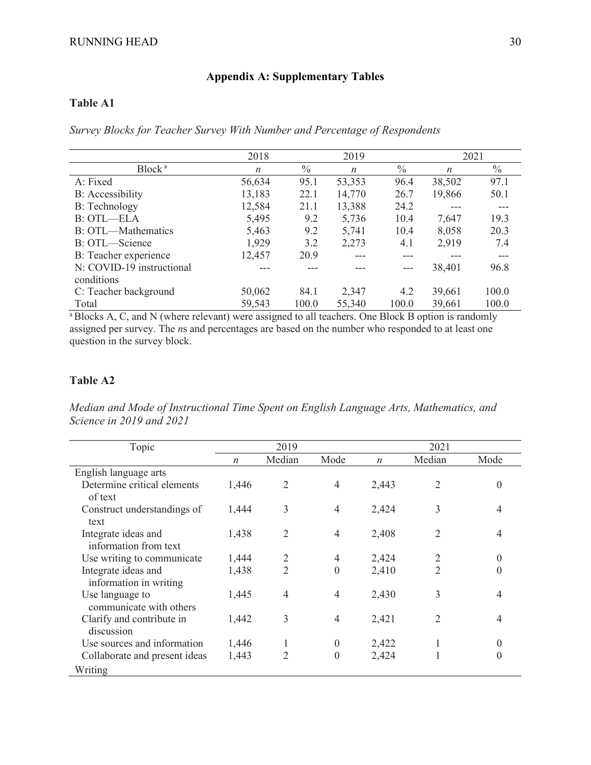## Appendix A: Supplementary Tables

### Table A1

*Survey Blocks for Teacher Survey With Number and Percentage of Respondents*

| | 2018 | | 2019 | | 2021 | |
|---|---|---|---|---|---|---|
| Block[a] | *n* | % | *n* | % | *n* | % |
| A: Fixed | 56,634 | 95.1 | 53,353 | 96.4 | 38,502 | 97.1 |
| B: Accessibility | 13,183 | 22.1 | 14,770 | 26.7 | 19,866 | 50.1 |
| B: Technology | 12,584 | 21.1 | 13,388 | 24.2 | --- | --- |
| B: OTL—ELA | 5,495 | 9.2 | 5,736 | 10.4 | 7,647 | 19.3 |
| B: OTL—Mathematics | 5,463 | 9.2 | 5,741 | 10.4 | 8,058 | 20.3 |
| B: OTL—Science | 1,929 | 3.2 | 2,273 | 4.1 | 2,919 | 7.4 |
| B: Teacher experience | 12,457 | 20.9 | --- | --- | --- | --- |
| N: COVID-19 instructional conditions | --- | --- | --- | --- | 38,401 | 96.8 |
| C: Teacher background | 50,062 | 84.1 | 2,347 | 4.2 | 39,661 | 100.0 |
| Total | 59,543 | 100.0 | 55,340 | 100.0 | 39,661 | 100.0 |

[a] Blocks A, C, and N (where relevant) were assigned to all teachers. One Block B option is randomly assigned per survey. The *n*s and percentages are based on the number who responded to at least one question in the survey block.

### Table A2

*Median and Mode of Instructional Time Spent on English Language Arts, Mathematics, and Science in 2019 and 2021*

| Topic | 2019 | | | 2021 | | |
|---|---|---|---|---|---|---|
| | *n* | Median | Mode | *n* | Median | Mode |
| English language arts | | | | | | |
| Determine critical elements of text | 1,446 | 2 | 4 | 2,443 | 2 | 0 |
| Construct understandings of text | 1,444 | 3 | 4 | 2,424 | 3 | 4 |
| Integrate ideas and information from text | 1,438 | 2 | 4 | 2,408 | 2 | 4 |
| Use writing to communicate | 1,444 | 2 | 4 | 2,424 | 2 | 0 |
| Integrate ideas and information in writing | 1,438 | 2 | 0 | 2,410 | 2 | 0 |
| Use language to communicate with others | 1,445 | 4 | 4 | 2,430 | 3 | 4 |
| Clarify and contribute in discussion | 1,442 | 3 | 4 | 2,421 | 2 | 4 |
| Use sources and information | 1,446 | 1 | 0 | 2,422 | 1 | 0 |
| Collaborate and present ideas | 1,443 | 2 | 0 | 2,424 | 1 | 0 |
| Writing | | | | | | |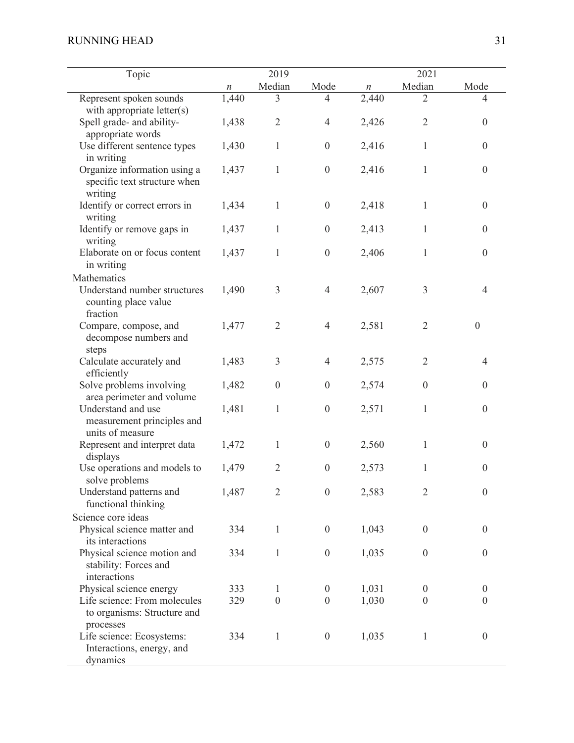| Topic | 2019 | | | 2021 | | |
|---|---|---|---|---|---|---|
| | *n* | Median | Mode | *n* | Median | Mode |
| Represent spoken sounds with appropriate letter(s) | 1,440 | 3 | 4 | 2,440 | 2 | 4 |
| Spell grade- and ability-appropriate words | 1,438 | 2 | 4 | 2,426 | 2 | 0 |
| Use different sentence types in writing | 1,430 | 1 | 0 | 2,416 | 1 | 0 |
| Organize information using a specific text structure when writing | 1,437 | 1 | 0 | 2,416 | 1 | 0 |
| Identify or correct errors in writing | 1,434 | 1 | 0 | 2,418 | 1 | 0 |
| Identify or remove gaps in writing | 1,437 | 1 | 0 | 2,413 | 1 | 0 |
| Elaborate on or focus content in writing | 1,437 | 1 | 0 | 2,406 | 1 | 0 |
| Mathematics | | | | | | |
| Understand number structures counting place value fraction | 1,490 | 3 | 4 | 2,607 | 3 | 4 |
| Compare, compose, and decompose numbers and steps | 1,477 | 2 | 4 | 2,581 | 2 | 0 |
| Calculate accurately and efficiently | 1,483 | 3 | 4 | 2,575 | 2 | 4 |
| Solve problems involving area perimeter and volume | 1,482 | 0 | 0 | 2,574 | 0 | 0 |
| Understand and use measurement principles and units of measure | 1,481 | 1 | 0 | 2,571 | 1 | 0 |
| Represent and interpret data displays | 1,472 | 1 | 0 | 2,560 | 1 | 0 |
| Use operations and models to solve problems | 1,479 | 2 | 0 | 2,573 | 1 | 0 |
| Understand patterns and functional thinking | 1,487 | 2 | 0 | 2,583 | 2 | 0 |
| Science core ideas | | | | | | |
| Physical science matter and its interactions | 334 | 1 | 0 | 1,043 | 0 | 0 |
| Physical science motion and stability: Forces and interactions | 334 | 1 | 0 | 1,035 | 0 | 0 |
| Physical science energy | 333 | 1 | 0 | 1,031 | 0 | 0 |
| Life science: From molecules to organisms: Structure and processes | 329 | 0 | 0 | 1,030 | 0 | 0 |
| Life science: Ecosystems: Interactions, energy, and dynamics | 334 | 1 | 0 | 1,035 | 1 | 0 |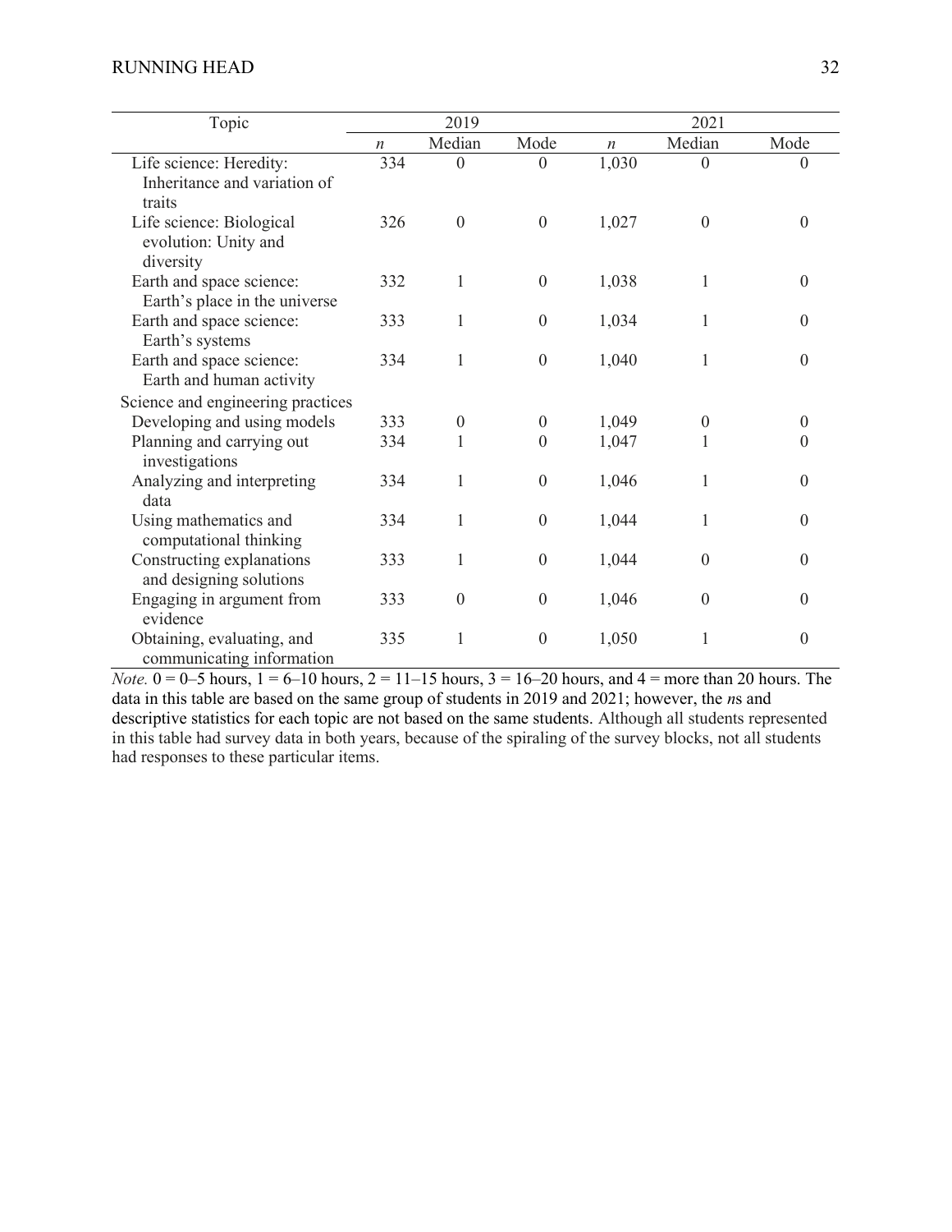| Topic | 2019 | | | 2021 | | |
|---|---|---|---|---|---|---|
| | *n* | Median | Mode | *n* | Median | Mode |
| Life science: Heredity: Inheritance and variation of traits | 334 | 0 | 0 | 1,030 | 0 | 0 |
| Life science: Biological evolution: Unity and diversity | 326 | 0 | 0 | 1,027 | 0 | 0 |
| Earth and space science: Earth's place in the universe | 332 | 1 | 0 | 1,038 | 1 | 0 |
| Earth and space science: Earth's systems | 333 | 1 | 0 | 1,034 | 1 | 0 |
| Earth and space science: Earth and human activity | 334 | 1 | 0 | 1,040 | 1 | 0 |
| Science and engineering practices | | | | | | |
| Developing and using models | 333 | 0 | 0 | 1,049 | 0 | 0 |
| Planning and carrying out investigations | 334 | 1 | 0 | 1,047 | 1 | 0 |
| Analyzing and interpreting data | 334 | 1 | 0 | 1,046 | 1 | 0 |
| Using mathematics and computational thinking | 334 | 1 | 0 | 1,044 | 1 | 0 |
| Constructing explanations and designing solutions | 333 | 1 | 0 | 1,044 | 0 | 0 |
| Engaging in argument from evidence | 333 | 0 | 0 | 1,046 | 0 | 0 |
| Obtaining, evaluating, and communicating information | 335 | 1 | 0 | 1,050 | 1 | 0 |

*Note.* 0 = 0–5 hours, 1 = 6–10 hours, 2 = 11–15 hours, 3 = 16–20 hours, and 4 = more than 20 hours. The data in this table are based on the same group of students in 2019 and 2021; however, the *n*s and descriptive statistics for each topic are not based on the same students. Although all students represented in this table had survey data in both years, because of the spiraling of the survey blocks, not all students had responses to these particular items.